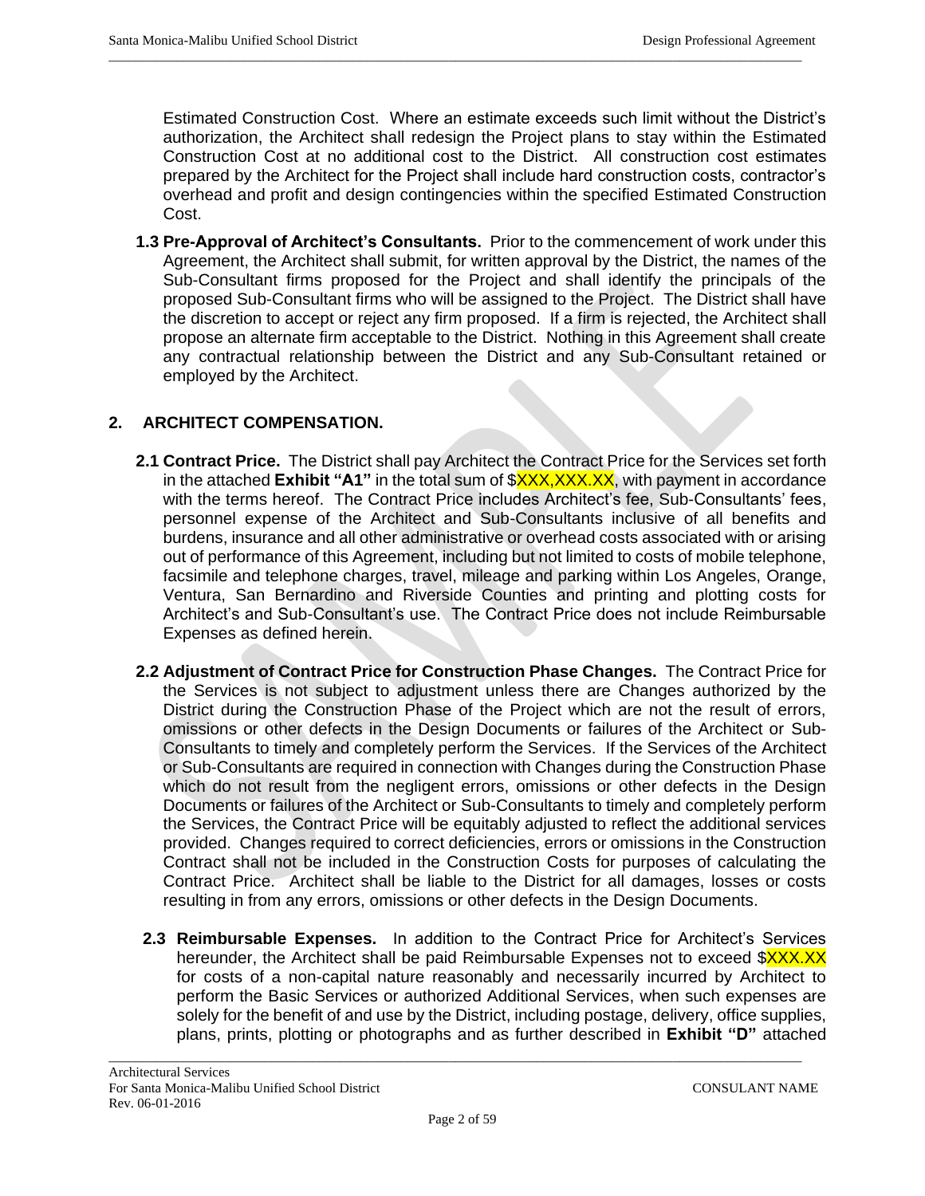Estimated Construction Cost. Where an estimate exceeds such limit without the District's authorization, the Architect shall redesign the Project plans to stay within the Estimated Construction Cost at no additional cost to the District. All construction cost estimates prepared by the Architect for the Project shall include hard construction costs, contractor's overhead and profit and design contingencies within the specified Estimated Construction Cost.

**1.3 Pre-Approval of Architect's Consultants.** Prior to the commencement of work under this Agreement, the Architect shall submit, for written approval by the District, the names of the Sub-Consultant firms proposed for the Project and shall identify the principals of the proposed Sub-Consultant firms who will be assigned to the Project. The District shall have the discretion to accept or reject any firm proposed. If a firm is rejected, the Architect shall propose an alternate firm acceptable to the District. Nothing in this Agreement shall create any contractual relationship between the District and any Sub-Consultant retained or employed by the Architect.

## 2. ARCHITECT COMPENSATION.

**2.1 Contract Price.** The District shall pay Architect the Contract Price for the Services set forth in the attached **Exhibit "A1"** in the total sum of $XXX,XXX.XX, with payment in accordance with the terms hereof. The Contract Price includes Architect's fee, Sub-Consultants' fees, personnel expense of the Architect and Sub-Consultants inclusive of all benefits and burdens, insurance and all other administrative or overhead costs associated with or arising out of performance of this Agreement, including but not limited to costs of mobile telephone, facsimile and telephone charges, travel, mileage and parking within Los Angeles, Orange, Ventura, San Bernardino and Riverside Counties and printing and plotting costs for Architect's and Sub-Consultant's use. The Contract Price does not include Reimbursable Expenses as defined herein.

**2.2 Adjustment of Contract Price for Construction Phase Changes.** The Contract Price for the Services is not subject to adjustment unless there are Changes authorized by the District during the Construction Phase of the Project which are not the result of errors, omissions or other defects in the Design Documents or failures of the Architect or Sub-Consultants to timely and completely perform the Services. If the Services of the Architect or Sub-Consultants are required in connection with Changes during the Construction Phase which do not result from the negligent errors, omissions or other defects in the Design Documents or failures of the Architect or Sub-Consultants to timely and completely perform the Services, the Contract Price will be equitably adjusted to reflect the additional services provided. Changes required to correct deficiencies, errors or omissions in the Construction Contract shall not be included in the Construction Costs for purposes of calculating the Contract Price. Architect shall be liable to the District for all damages, losses or costs resulting in from any errors, omissions or other defects in the Design Documents.

**2.3 Reimbursable Expenses.** In addition to the Contract Price for Architect's Services hereunder, the Architect shall be paid Reimbursable Expenses not to exceed $XXX.XX for costs of a non-capital nature reasonably and necessarily incurred by Architect to perform the Basic Services or authorized Additional Services, when such expenses are solely for the benefit of and use by the District, including postage, delivery, office supplies, plans, prints, plotting or photographs and as further described in **Exhibit "D"** attached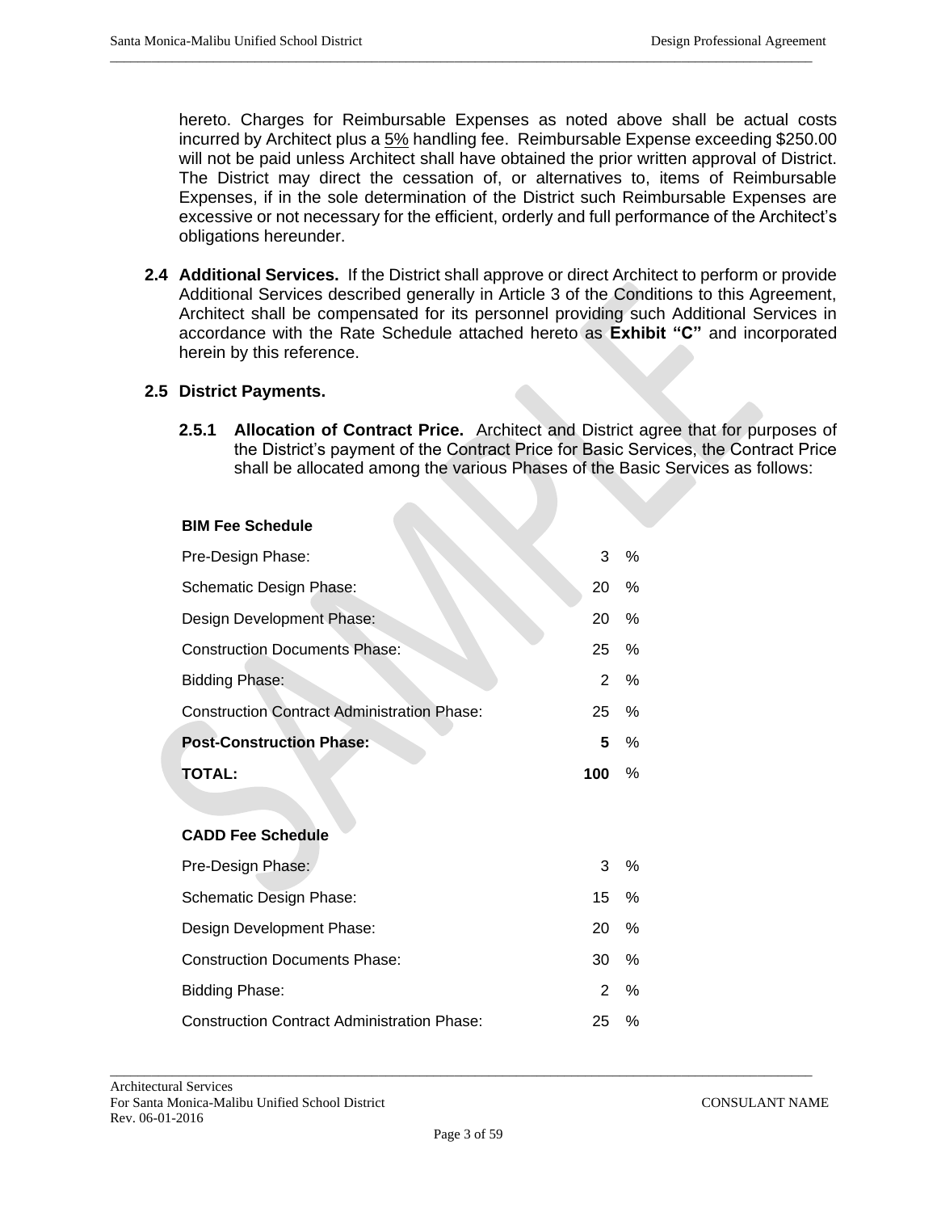hereto. Charges for Reimbursable Expenses as noted above shall be actual costs incurred by Architect plus a 5% handling fee. Reimbursable Expense exceeding $250.00 will not be paid unless Architect shall have obtained the prior written approval of District. The District may direct the cessation of, or alternatives to, items of Reimbursable Expenses, if in the sole determination of the District such Reimbursable Expenses are excessive or not necessary for the efficient, orderly and full performance of the Architect's obligations hereunder.

**2.4 Additional Services.** If the District shall approve or direct Architect to perform or provide Additional Services described generally in Article 3 of the Conditions to this Agreement, Architect shall be compensated for its personnel providing such Additional Services in accordance with the Rate Schedule attached hereto as **Exhibit "C"** and incorporated herein by this reference.

**2.5 District Payments.**

**2.5.1 Allocation of Contract Price.** Architect and District agree that for purposes of the District's payment of the Contract Price for Basic Services, the Contract Price shall be allocated among the various Phases of the Basic Services as follows:

**BIM Fee Schedule**

| | | |
|---|---|---|
| Pre-Design Phase: | 3 | % |
| Schematic Design Phase: | 20 | % |
| Design Development Phase: | 20 | % |
| Construction Documents Phase: | 25 | % |
| Bidding Phase: | 2 | % |
| Construction Contract Administration Phase: | 25 | % |
| **Post-Construction Phase:** | **5** | % |
| **TOTAL:** | **100** | % |

**CADD Fee Schedule**

| | | |
|---|---|---|
| Pre-Design Phase: | 3 | % |
| Schematic Design Phase: | 15 | % |
| Design Development Phase: | 20 | % |
| Construction Documents Phase: | 30 | % |
| Bidding Phase: | 2 | % |
| Construction Contract Administration Phase: | 25 | % |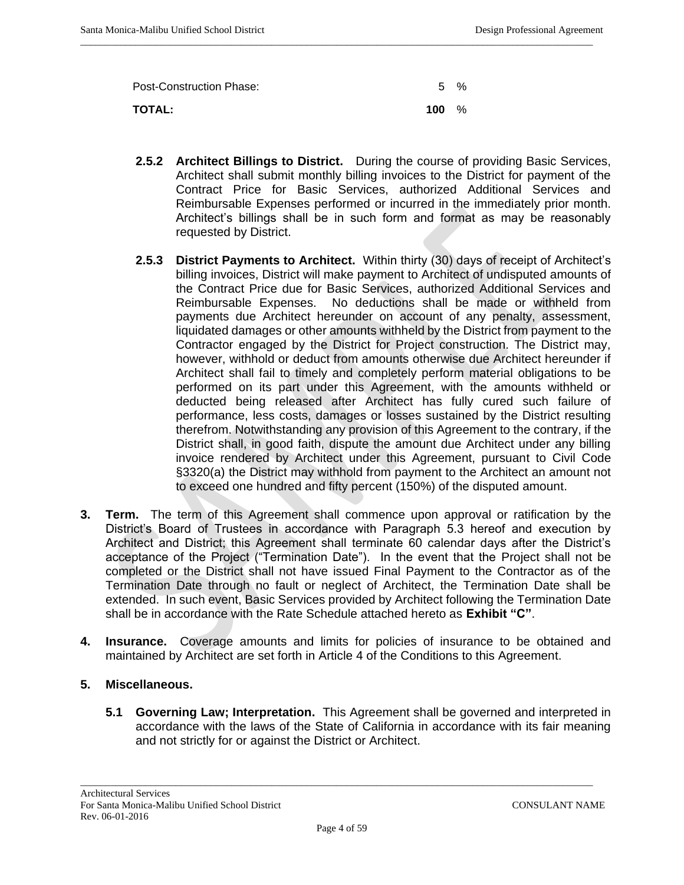| | | |
|---|---|---|
| Post-Construction Phase: | 5 | % |
| **TOTAL:** | **100** | % |

**2.5.2 Architect Billings to District.** During the course of providing Basic Services, Architect shall submit monthly billing invoices to the District for payment of the Contract Price for Basic Services, authorized Additional Services and Reimbursable Expenses performed or incurred in the immediately prior month. Architect's billings shall be in such form and format as may be reasonably requested by District.

**2.5.3 District Payments to Architect.** Within thirty (30) days of receipt of Architect's billing invoices, District will make payment to Architect of undisputed amounts of the Contract Price due for Basic Services, authorized Additional Services and Reimbursable Expenses. No deductions shall be made or withheld from payments due Architect hereunder on account of any penalty, assessment, liquidated damages or other amounts withheld by the District from payment to the Contractor engaged by the District for Project construction. The District may, however, withhold or deduct from amounts otherwise due Architect hereunder if Architect shall fail to timely and completely perform material obligations to be performed on its part under this Agreement, with the amounts withheld or deducted being released after Architect has fully cured such failure of performance, less costs, damages or losses sustained by the District resulting therefrom. Notwithstanding any provision of this Agreement to the contrary, if the District shall, in good faith, dispute the amount due Architect under any billing invoice rendered by Architect under this Agreement, pursuant to Civil Code §3320(a) the District may withhold from payment to the Architect an amount not to exceed one hundred and fifty percent (150%) of the disputed amount.

**3. Term.** The term of this Agreement shall commence upon approval or ratification by the District's Board of Trustees in accordance with Paragraph 5.3 hereof and execution by Architect and District; this Agreement shall terminate 60 calendar days after the District's acceptance of the Project ("Termination Date"). In the event that the Project shall not be completed or the District shall not have issued Final Payment to the Contractor as of the Termination Date through no fault or neglect of Architect, the Termination Date shall be extended. In such event, Basic Services provided by Architect following the Termination Date shall be in accordance with the Rate Schedule attached hereto as **Exhibit "C"**.

**4. Insurance.** Coverage amounts and limits for policies of insurance to be obtained and maintained by Architect are set forth in Article 4 of the Conditions to this Agreement.

**5. Miscellaneous.**

**5.1 Governing Law; Interpretation.** This Agreement shall be governed and interpreted in accordance with the laws of the State of California in accordance with its fair meaning and not strictly for or against the District or Architect.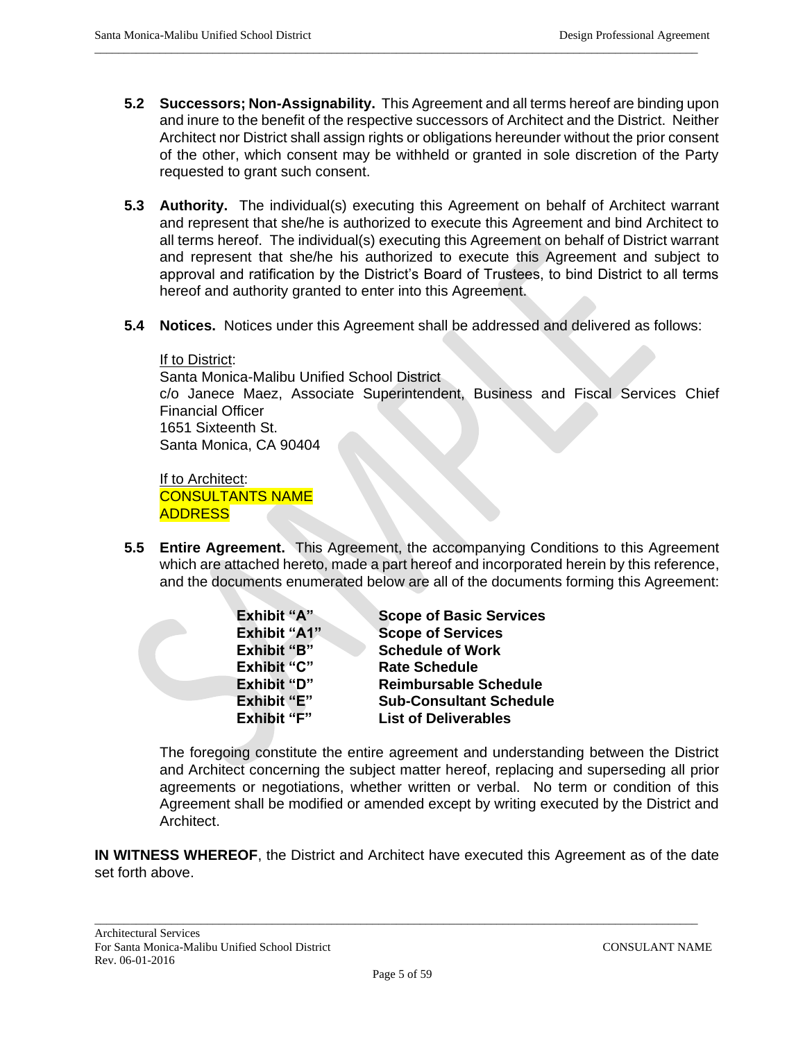**5.2 Successors; Non-Assignability.** This Agreement and all terms hereof are binding upon and inure to the benefit of the respective successors of Architect and the District. Neither Architect nor District shall assign rights or obligations hereunder without the prior consent of the other, which consent may be withheld or granted in sole discretion of the Party requested to grant such consent.

**5.3 Authority.** The individual(s) executing this Agreement on behalf of Architect warrant and represent that she/he is authorized to execute this Agreement and bind Architect to all terms hereof. The individual(s) executing this Agreement on behalf of District warrant and represent that she/he his authorized to execute this Agreement and subject to approval and ratification by the District's Board of Trustees, to bind District to all terms hereof and authority granted to enter into this Agreement.

**5.4 Notices.** Notices under this Agreement shall be addressed and delivered as follows:

If to District:
Santa Monica-Malibu Unified School District
c/o Janece Maez, Associate Superintendent, Business and Fiscal Services Chief Financial Officer
1651 Sixteenth St.
Santa Monica, CA 90404

If to Architect:
CONSULTANTS NAME
ADDRESS

**5.5 Entire Agreement.** This Agreement, the accompanying Conditions to this Agreement which are attached hereto, made a part hereof and incorporated herein by this reference, and the documents enumerated below are all of the documents forming this Agreement:

| | |
|---|---|
| **Exhibit "A"** | **Scope of Basic Services** |
| **Exhibit "A1"** | **Scope of Services** |
| **Exhibit "B"** | **Schedule of Work** |
| **Exhibit "C"** | **Rate Schedule** |
| **Exhibit "D"** | **Reimbursable Schedule** |
| **Exhibit "E"** | **Sub-Consultant Schedule** |
| **Exhibit "F"** | **List of Deliverables** |

The foregoing constitute the entire agreement and understanding between the District and Architect concerning the subject matter hereof, replacing and superseding all prior agreements or negotiations, whether written or verbal. No term or condition of this Agreement shall be modified or amended except by writing executed by the District and Architect.

**IN WITNESS WHEREOF**, the District and Architect have executed this Agreement as of the date set forth above.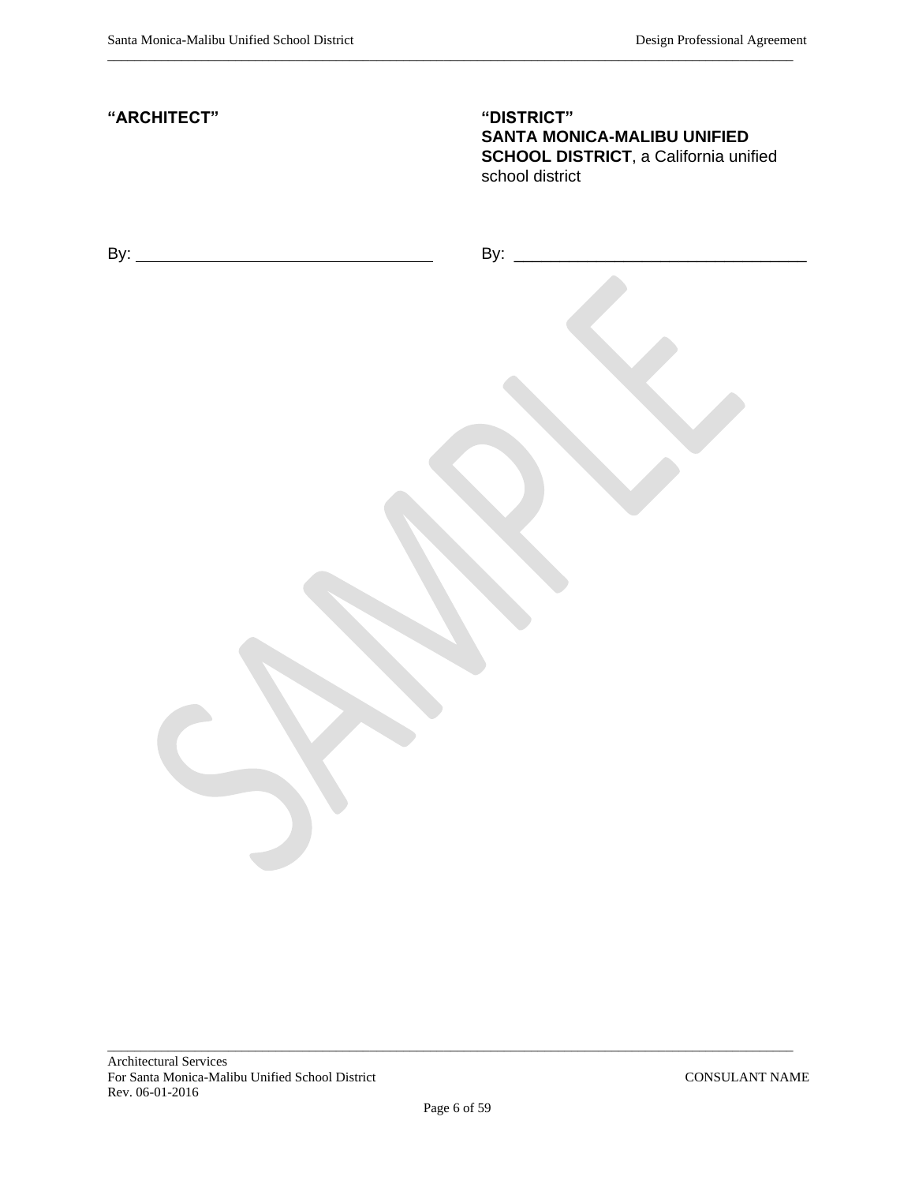| **"ARCHITECT"** | **"DISTRICT"** |
| --- | --- |
| | **SANTA MONICA-MALIBU UNIFIED SCHOOL DISTRICT**, a California unified school district |
| By: ________________________________ | By: ________________________________ |

SAMPLE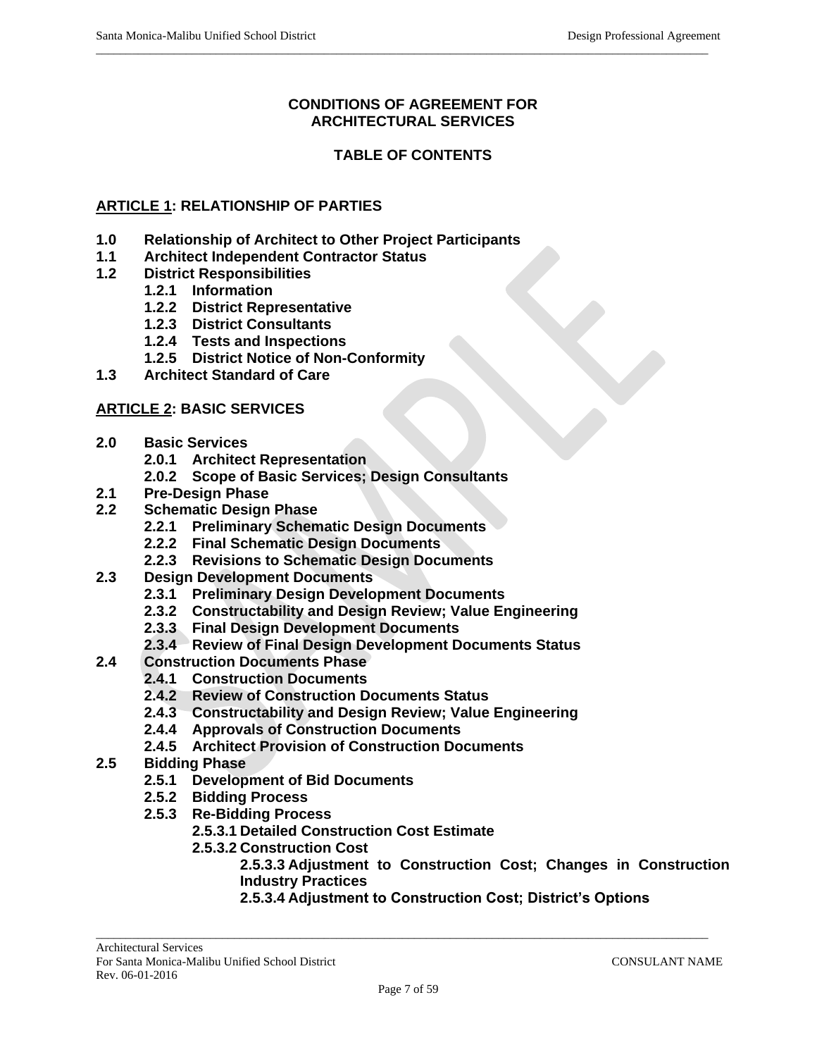# CONDITIONS OF AGREEMENT FOR ARCHITECTURAL SERVICES

## TABLE OF CONTENTS

**ARTICLE 1: RELATIONSHIP OF PARTIES**

- **1.0 Relationship of Architect to Other Project Participants**
- **1.1 Architect Independent Contractor Status**
- **1.2 District Responsibilities**
  - **1.2.1 Information**
  - **1.2.2 District Representative**
  - **1.2.3 District Consultants**
  - **1.2.4 Tests and Inspections**
  - **1.2.5 District Notice of Non-Conformity**
- **1.3 Architect Standard of Care**

**ARTICLE 2: BASIC SERVICES**

- **2.0 Basic Services**
  - **2.0.1 Architect Representation**
  - **2.0.2 Scope of Basic Services; Design Consultants**
- **2.1 Pre-Design Phase**
- **2.2 Schematic Design Phase**
  - **2.2.1 Preliminary Schematic Design Documents**
  - **2.2.2 Final Schematic Design Documents**
  - **2.2.3 Revisions to Schematic Design Documents**
- **2.3 Design Development Documents**
  - **2.3.1 Preliminary Design Development Documents**
  - **2.3.2 Constructability and Design Review; Value Engineering**
  - **2.3.3 Final Design Development Documents**
  - **2.3.4 Review of Final Design Development Documents Status**
- **2.4 Construction Documents Phase**
  - **2.4.1 Construction Documents**
  - **2.4.2 Review of Construction Documents Status**
  - **2.4.3 Constructability and Design Review; Value Engineering**
  - **2.4.4 Approvals of Construction Documents**
  - **2.4.5 Architect Provision of Construction Documents**
- **2.5 Bidding Phase**
  - **2.5.1 Development of Bid Documents**
  - **2.5.2 Bidding Process**
  - **2.5.3 Re-Bidding Process**
    - **2.5.3.1 Detailed Construction Cost Estimate**
    - **2.5.3.2 Construction Cost**
      - **2.5.3.3 Adjustment to Construction Cost; Changes in Construction Industry Practices**
      - **2.5.3.4 Adjustment to Construction Cost; District's Options**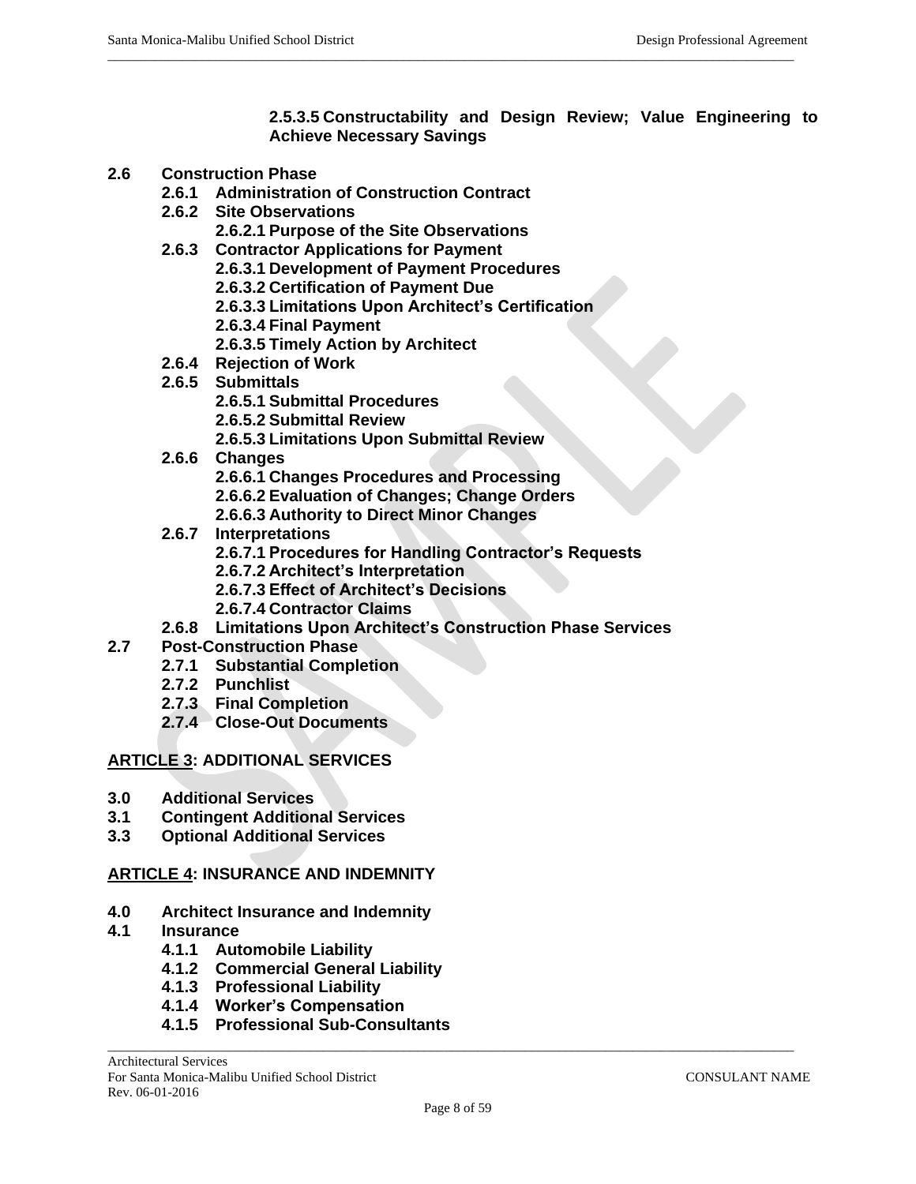**2.5.3.5 Constructability and Design Review; Value Engineering to Achieve Necessary Savings**

- **2.6 Construction Phase**
  - **2.6.1 Administration of Construction Contract**
  - **2.6.2 Site Observations**
    - **2.6.2.1 Purpose of the Site Observations**
  - **2.6.3 Contractor Applications for Payment**
    - **2.6.3.1 Development of Payment Procedures**
    - **2.6.3.2 Certification of Payment Due**
    - **2.6.3.3 Limitations Upon Architect's Certification**
    - **2.6.3.4 Final Payment**
    - **2.6.3.5 Timely Action by Architect**
  - **2.6.4 Rejection of Work**
  - **2.6.5 Submittals**
    - **2.6.5.1 Submittal Procedures**
    - **2.6.5.2 Submittal Review**
    - **2.6.5.3 Limitations Upon Submittal Review**
  - **2.6.6 Changes**
    - **2.6.6.1 Changes Procedures and Processing**
    - **2.6.6.2 Evaluation of Changes; Change Orders**
    - **2.6.6.3 Authority to Direct Minor Changes**
  - **2.6.7 Interpretations**
    - **2.6.7.1 Procedures for Handling Contractor's Requests**
    - **2.6.7.2 Architect's Interpretation**
    - **2.6.7.3 Effect of Architect's Decisions**
    - **2.6.7.4 Contractor Claims**
  - **2.6.8 Limitations Upon Architect's Construction Phase Services**
- **2.7 Post-Construction Phase**
  - **2.7.1 Substantial Completion**
  - **2.7.2 Punchlist**
  - **2.7.3 Final Completion**
  - **2.7.4 Close-Out Documents**

## <u>ARTICLE 3</u>: ADDITIONAL SERVICES

- **3.0 Additional Services**
- **3.1 Contingent Additional Services**
- **3.3 Optional Additional Services**

## <u>ARTICLE 4</u>: INSURANCE AND INDEMNITY

- **4.0 Architect Insurance and Indemnity**
- **4.1 Insurance**
  - **4.1.1 Automobile Liability**
  - **4.1.2 Commercial General Liability**
  - **4.1.3 Professional Liability**
  - **4.1.4 Worker's Compensation**
  - **4.1.5 Professional Sub-Consultants**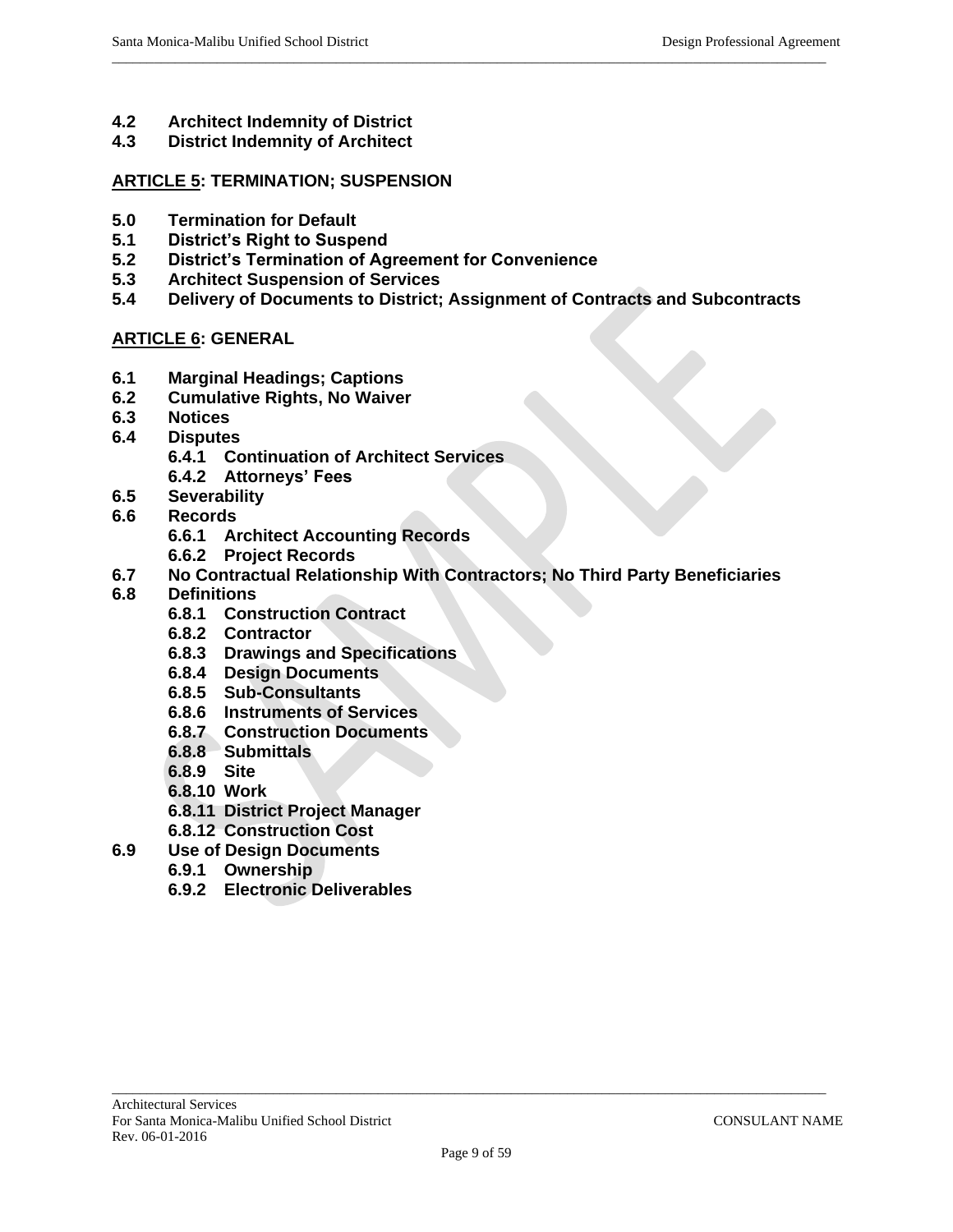**4.2 Architect Indemnity of District**
**4.3 District Indemnity of Architect**

**ARTICLE 5: TERMINATION; SUSPENSION**

**5.0 Termination for Default**
**5.1 District's Right to Suspend**
**5.2 District's Termination of Agreement for Convenience**
**5.3 Architect Suspension of Services**
**5.4 Delivery of Documents to District; Assignment of Contracts and Subcontracts**

**ARTICLE 6: GENERAL**

**6.1 Marginal Headings; Captions**
**6.2 Cumulative Rights, No Waiver**
**6.3 Notices**
**6.4 Disputes**
- **6.4.1 Continuation of Architect Services**
- **6.4.2 Attorneys' Fees**

**6.5 Severability**
**6.6 Records**
- **6.6.1 Architect Accounting Records**
- **6.6.2 Project Records**

**6.7 No Contractual Relationship With Contractors; No Third Party Beneficiaries**
**6.8 Definitions**
- **6.8.1 Construction Contract**
- **6.8.2 Contractor**
- **6.8.3 Drawings and Specifications**
- **6.8.4 Design Documents**
- **6.8.5 Sub-Consultants**
- **6.8.6 Instruments of Services**
- **6.8.7 Construction Documents**
- **6.8.8 Submittals**
- **6.8.9 Site**
- **6.8.10 Work**
- **6.8.11 District Project Manager**
- **6.8.12 Construction Cost**

**6.9 Use of Design Documents**
- **6.9.1 Ownership**
- **6.9.2 Electronic Deliverables**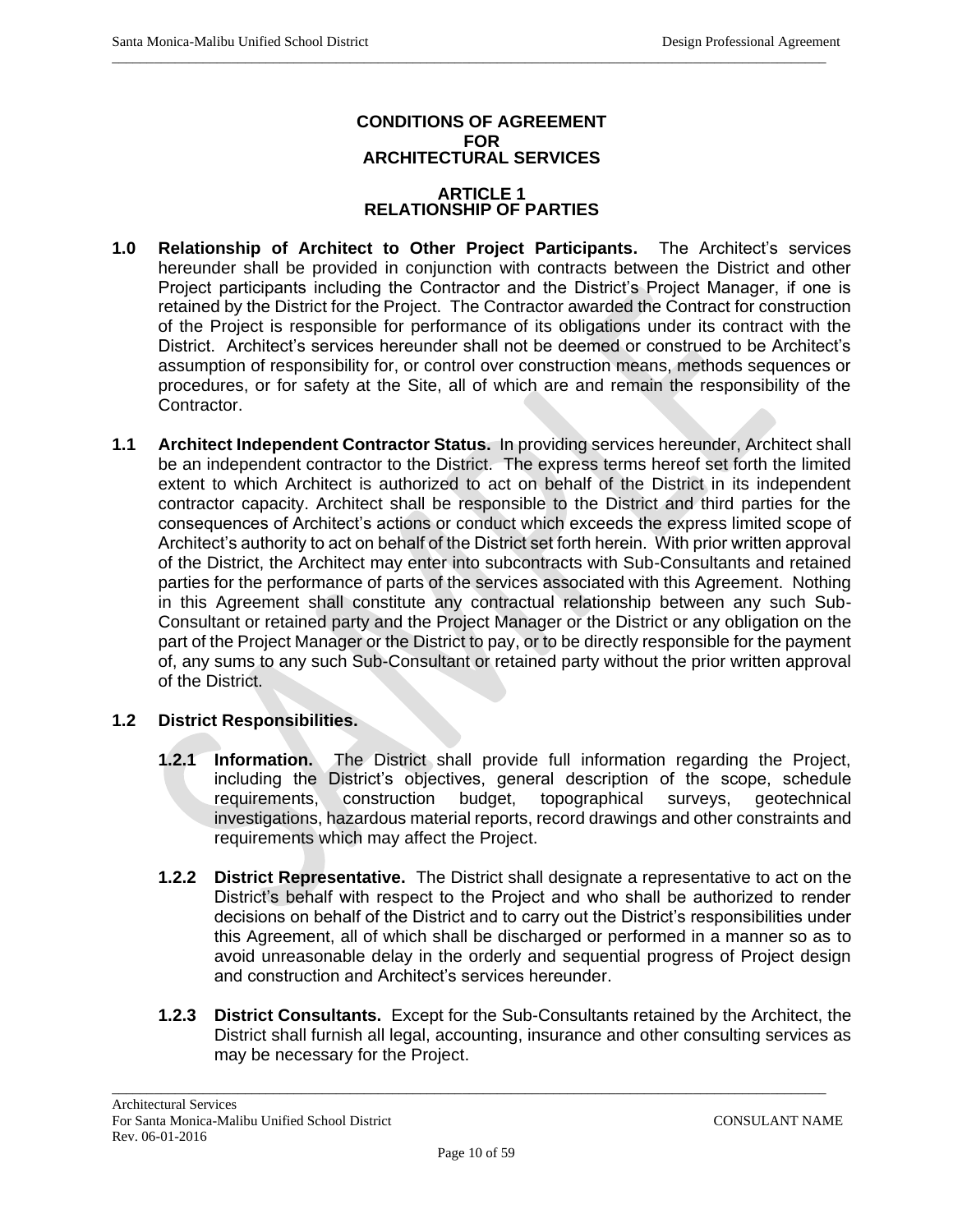# CONDITIONS OF AGREEMENT FOR ARCHITECTURAL SERVICES

## ARTICLE 1 RELATIONSHIP OF PARTIES

**1.0 Relationship of Architect to Other Project Participants.** The Architect's services hereunder shall be provided in conjunction with contracts between the District and other Project participants including the Contractor and the District's Project Manager, if one is retained by the District for the Project. The Contractor awarded the Contract for construction of the Project is responsible for performance of its obligations under its contract with the District. Architect's services hereunder shall not be deemed or construed to be Architect's assumption of responsibility for, or control over construction means, methods sequences or procedures, or for safety at the Site, all of which are and remain the responsibility of the Contractor.

**1.1 Architect Independent Contractor Status.** In providing services hereunder, Architect shall be an independent contractor to the District. The express terms hereof set forth the limited extent to which Architect is authorized to act on behalf of the District in its independent contractor capacity. Architect shall be responsible to the District and third parties for the consequences of Architect's actions or conduct which exceeds the express limited scope of Architect's authority to act on behalf of the District set forth herein. With prior written approval of the District, the Architect may enter into subcontracts with Sub-Consultants and retained parties for the performance of parts of the services associated with this Agreement. Nothing in this Agreement shall constitute any contractual relationship between any such Sub-Consultant or retained party and the Project Manager or the District or any obligation on the part of the Project Manager or the District to pay, or to be directly responsible for the payment of, any sums to any such Sub-Consultant or retained party without the prior written approval of the District.

**1.2 District Responsibilities.**

**1.2.1 Information.** The District shall provide full information regarding the Project, including the District's objectives, general description of the scope, schedule requirements, construction budget, topographical surveys, geotechnical investigations, hazardous material reports, record drawings and other constraints and requirements which may affect the Project.

**1.2.2 District Representative.** The District shall designate a representative to act on the District's behalf with respect to the Project and who shall be authorized to render decisions on behalf of the District and to carry out the District's responsibilities under this Agreement, all of which shall be discharged or performed in a manner so as to avoid unreasonable delay in the orderly and sequential progress of Project design and construction and Architect's services hereunder.

**1.2.3 District Consultants.** Except for the Sub-Consultants retained by the Architect, the District shall furnish all legal, accounting, insurance and other consulting services as may be necessary for the Project.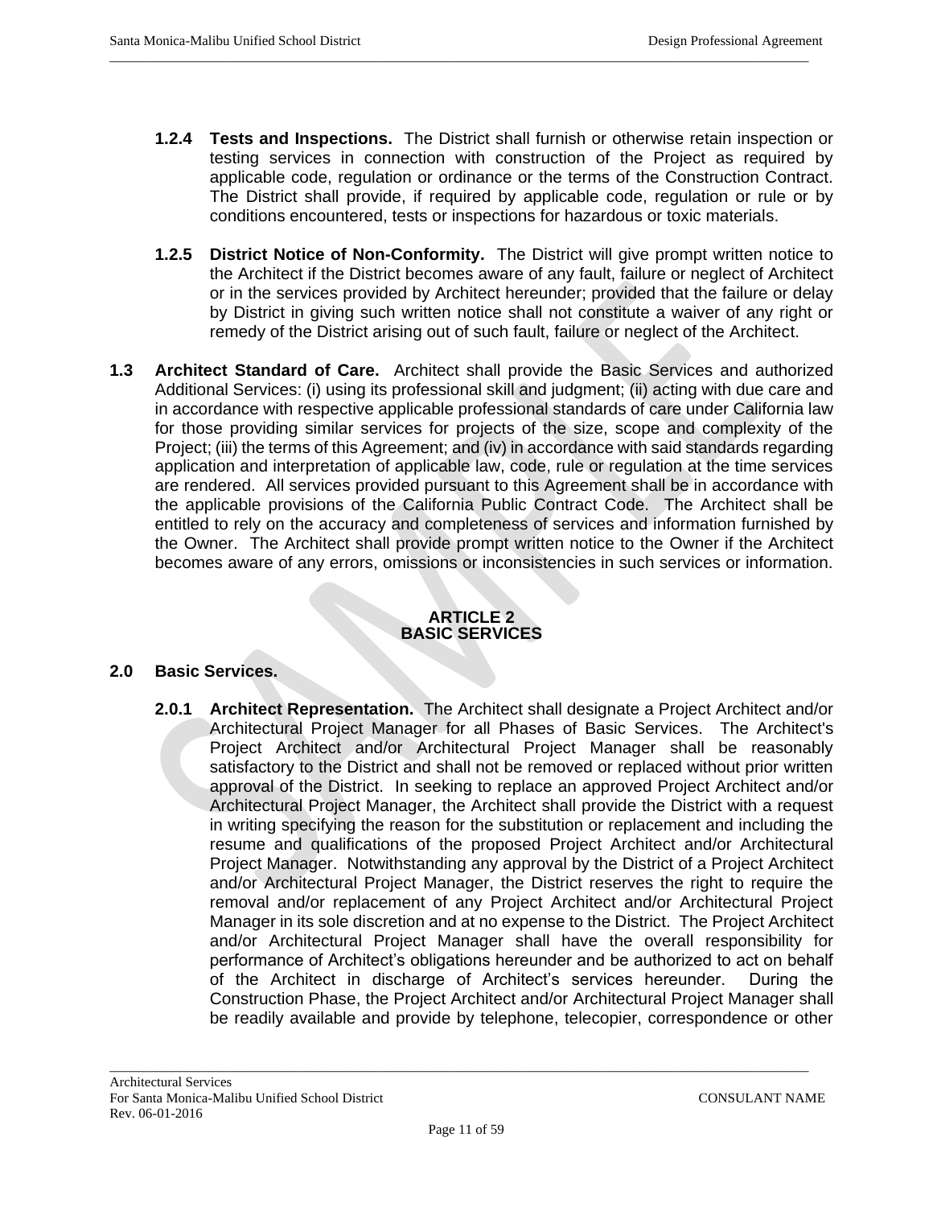**1.2.4 Tests and Inspections.** The District shall furnish or otherwise retain inspection or testing services in connection with construction of the Project as required by applicable code, regulation or ordinance or the terms of the Construction Contract. The District shall provide, if required by applicable code, regulation or rule or by conditions encountered, tests or inspections for hazardous or toxic materials.

**1.2.5 District Notice of Non-Conformity.** The District will give prompt written notice to the Architect if the District becomes aware of any fault, failure or neglect of Architect or in the services provided by Architect hereunder; provided that the failure or delay by District in giving such written notice shall not constitute a waiver of any right or remedy of the District arising out of such fault, failure or neglect of the Architect.

**1.3 Architect Standard of Care.** Architect shall provide the Basic Services and authorized Additional Services: (i) using its professional skill and judgment; (ii) acting with due care and in accordance with respective applicable professional standards of care under California law for those providing similar services for projects of the size, scope and complexity of the Project; (iii) the terms of this Agreement; and (iv) in accordance with said standards regarding application and interpretation of applicable law, code, rule or regulation at the time services are rendered. All services provided pursuant to this Agreement shall be in accordance with the applicable provisions of the California Public Contract Code. The Architect shall be entitled to rely on the accuracy and completeness of services and information furnished by the Owner. The Architect shall provide prompt written notice to the Owner if the Architect becomes aware of any errors, omissions or inconsistencies in such services or information.

## ARTICLE 2
## BASIC SERVICES

**2.0 Basic Services.**

**2.0.1 Architect Representation.** The Architect shall designate a Project Architect and/or Architectural Project Manager for all Phases of Basic Services. The Architect's Project Architect and/or Architectural Project Manager shall be reasonably satisfactory to the District and shall not be removed or replaced without prior written approval of the District. In seeking to replace an approved Project Architect and/or Architectural Project Manager, the Architect shall provide the District with a request in writing specifying the reason for the substitution or replacement and including the resume and qualifications of the proposed Project Architect and/or Architectural Project Manager. Notwithstanding any approval by the District of a Project Architect and/or Architectural Project Manager, the District reserves the right to require the removal and/or replacement of any Project Architect and/or Architectural Project Manager in its sole discretion and at no expense to the District. The Project Architect and/or Architectural Project Manager shall have the overall responsibility for performance of Architect's obligations hereunder and be authorized to act on behalf of the Architect in discharge of Architect's services hereunder. During the Construction Phase, the Project Architect and/or Architectural Project Manager shall be readily available and provide by telephone, telecopier, correspondence or other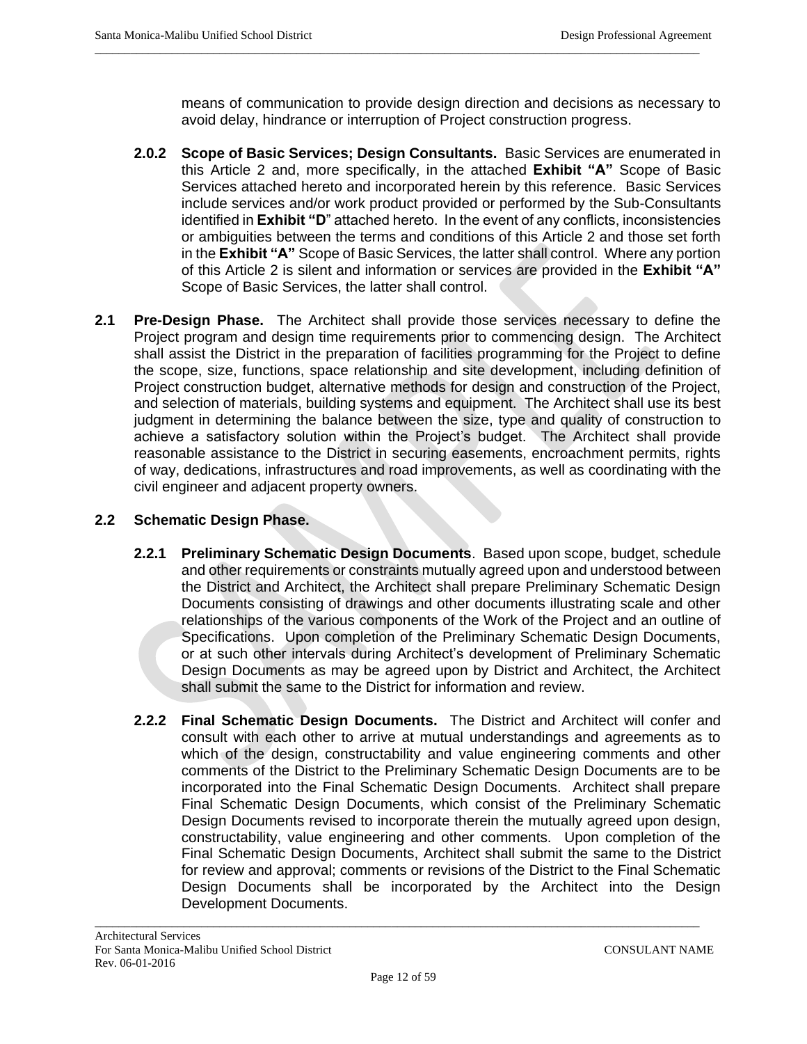means of communication to provide design direction and decisions as necessary to avoid delay, hindrance or interruption of Project construction progress.

**2.0.2 Scope of Basic Services; Design Consultants.** Basic Services are enumerated in this Article 2 and, more specifically, in the attached **Exhibit "A"** Scope of Basic Services attached hereto and incorporated herein by this reference. Basic Services include services and/or work product provided or performed by the Sub-Consultants identified in **Exhibit "D"** attached hereto. In the event of any conflicts, inconsistencies or ambiguities between the terms and conditions of this Article 2 and those set forth in the **Exhibit "A"** Scope of Basic Services, the latter shall control. Where any portion of this Article 2 is silent and information or services are provided in the **Exhibit "A"** Scope of Basic Services, the latter shall control.

**2.1 Pre-Design Phase.** The Architect shall provide those services necessary to define the Project program and design time requirements prior to commencing design. The Architect shall assist the District in the preparation of facilities programming for the Project to define the scope, size, functions, space relationship and site development, including definition of Project construction budget, alternative methods for design and construction of the Project, and selection of materials, building systems and equipment. The Architect shall use its best judgment in determining the balance between the size, type and quality of construction to achieve a satisfactory solution within the Project's budget. The Architect shall provide reasonable assistance to the District in securing easements, encroachment permits, rights of way, dedications, infrastructures and road improvements, as well as coordinating with the civil engineer and adjacent property owners.

**2.2 Schematic Design Phase.**

**2.2.1 Preliminary Schematic Design Documents**. Based upon scope, budget, schedule and other requirements or constraints mutually agreed upon and understood between the District and Architect, the Architect shall prepare Preliminary Schematic Design Documents consisting of drawings and other documents illustrating scale and other relationships of the various components of the Work of the Project and an outline of Specifications. Upon completion of the Preliminary Schematic Design Documents, or at such other intervals during Architect's development of Preliminary Schematic Design Documents as may be agreed upon by District and Architect, the Architect shall submit the same to the District for information and review.

**2.2.2 Final Schematic Design Documents.** The District and Architect will confer and consult with each other to arrive at mutual understandings and agreements as to which of the design, constructability and value engineering comments and other comments of the District to the Preliminary Schematic Design Documents are to be incorporated into the Final Schematic Design Documents. Architect shall prepare Final Schematic Design Documents, which consist of the Preliminary Schematic Design Documents revised to incorporate therein the mutually agreed upon design, constructability, value engineering and other comments. Upon completion of the Final Schematic Design Documents, Architect shall submit the same to the District for review and approval; comments or revisions of the District to the Final Schematic Design Documents shall be incorporated by the Architect into the Design Development Documents.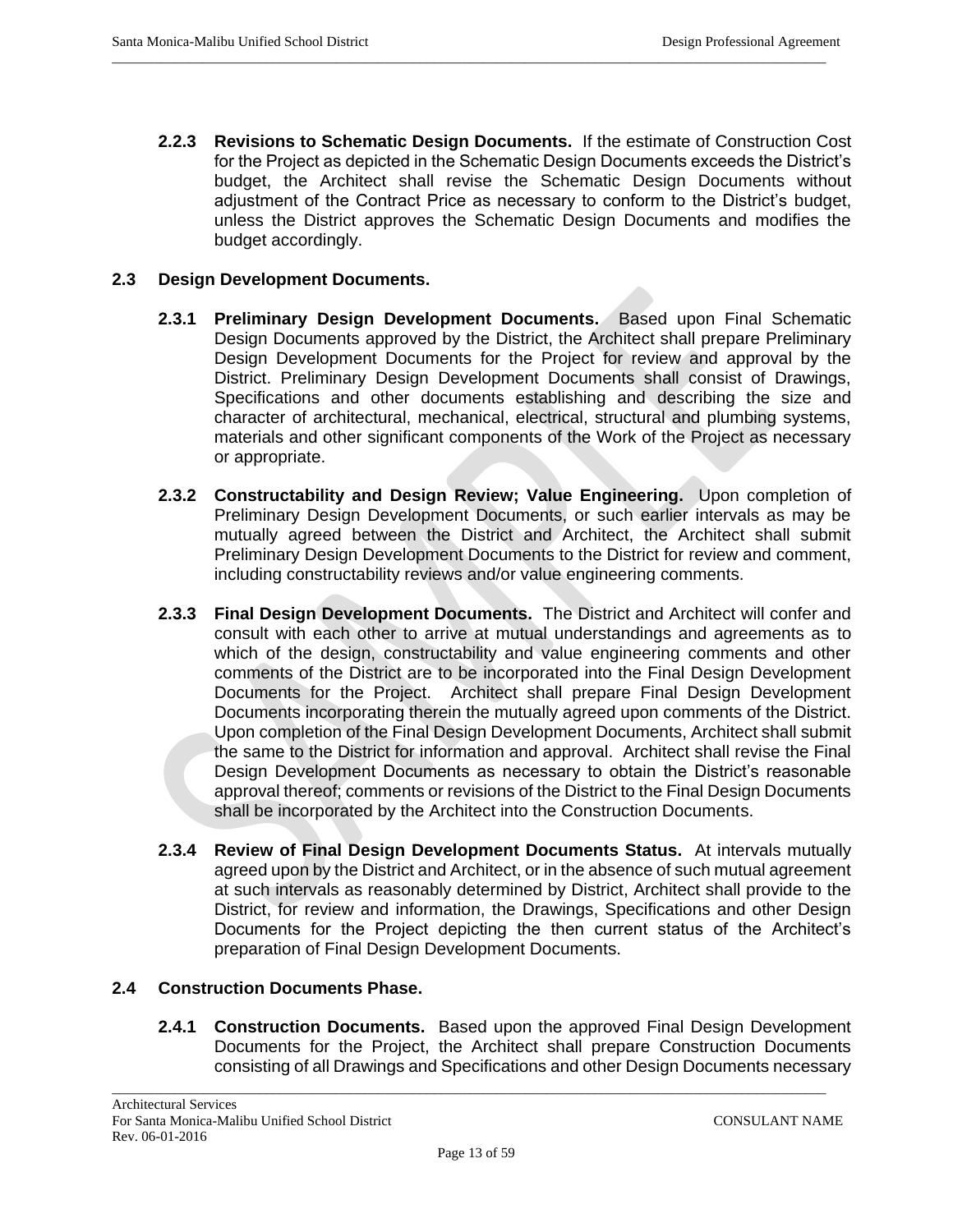**2.2.3 Revisions to Schematic Design Documents.** If the estimate of Construction Cost for the Project as depicted in the Schematic Design Documents exceeds the District's budget, the Architect shall revise the Schematic Design Documents without adjustment of the Contract Price as necessary to conform to the District's budget, unless the District approves the Schematic Design Documents and modifies the budget accordingly.

## 2.3 Design Development Documents.

**2.3.1 Preliminary Design Development Documents.** Based upon Final Schematic Design Documents approved by the District, the Architect shall prepare Preliminary Design Development Documents for the Project for review and approval by the District. Preliminary Design Development Documents shall consist of Drawings, Specifications and other documents establishing and describing the size and character of architectural, mechanical, electrical, structural and plumbing systems, materials and other significant components of the Work of the Project as necessary or appropriate.

**2.3.2 Constructability and Design Review; Value Engineering.** Upon completion of Preliminary Design Development Documents, or such earlier intervals as may be mutually agreed between the District and Architect, the Architect shall submit Preliminary Design Development Documents to the District for review and comment, including constructability reviews and/or value engineering comments.

**2.3.3 Final Design Development Documents.** The District and Architect will confer and consult with each other to arrive at mutual understandings and agreements as to which of the design, constructability and value engineering comments and other comments of the District are to be incorporated into the Final Design Development Documents for the Project. Architect shall prepare Final Design Development Documents incorporating therein the mutually agreed upon comments of the District. Upon completion of the Final Design Development Documents, Architect shall submit the same to the District for information and approval. Architect shall revise the Final Design Development Documents as necessary to obtain the District's reasonable approval thereof; comments or revisions of the District to the Final Design Documents shall be incorporated by the Architect into the Construction Documents.

**2.3.4 Review of Final Design Development Documents Status.** At intervals mutually agreed upon by the District and Architect, or in the absence of such mutual agreement at such intervals as reasonably determined by District, Architect shall provide to the District, for review and information, the Drawings, Specifications and other Design Documents for the Project depicting the then current status of the Architect's preparation of Final Design Development Documents.

## 2.4 Construction Documents Phase.

**2.4.1 Construction Documents.** Based upon the approved Final Design Development Documents for the Project, the Architect shall prepare Construction Documents consisting of all Drawings and Specifications and other Design Documents necessary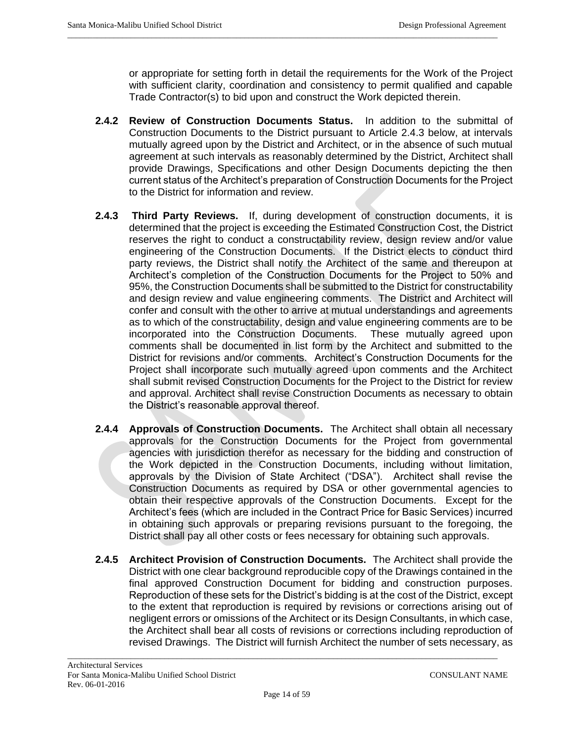or appropriate for setting forth in detail the requirements for the Work of the Project with sufficient clarity, coordination and consistency to permit qualified and capable Trade Contractor(s) to bid upon and construct the Work depicted therein.

**2.4.2 Review of Construction Documents Status.** In addition to the submittal of Construction Documents to the District pursuant to Article 2.4.3 below, at intervals mutually agreed upon by the District and Architect, or in the absence of such mutual agreement at such intervals as reasonably determined by the District, Architect shall provide Drawings, Specifications and other Design Documents depicting the then current status of the Architect's preparation of Construction Documents for the Project to the District for information and review.

**2.4.3 Third Party Reviews.** If, during development of construction documents, it is determined that the project is exceeding the Estimated Construction Cost, the District reserves the right to conduct a constructability review, design review and/or value engineering of the Construction Documents. If the District elects to conduct third party reviews, the District shall notify the Architect of the same and thereupon at Architect's completion of the Construction Documents for the Project to 50% and 95%, the Construction Documents shall be submitted to the District for constructability and design review and value engineering comments. The District and Architect will confer and consult with the other to arrive at mutual understandings and agreements as to which of the constructability, design and value engineering comments are to be incorporated into the Construction Documents. These mutually agreed upon comments shall be documented in list form by the Architect and submitted to the District for revisions and/or comments. Architect's Construction Documents for the Project shall incorporate such mutually agreed upon comments and the Architect shall submit revised Construction Documents for the Project to the District for review and approval. Architect shall revise Construction Documents as necessary to obtain the District's reasonable approval thereof.

**2.4.4 Approvals of Construction Documents.** The Architect shall obtain all necessary approvals for the Construction Documents for the Project from governmental agencies with jurisdiction therefor as necessary for the bidding and construction of the Work depicted in the Construction Documents, including without limitation, approvals by the Division of State Architect ("DSA"). Architect shall revise the Construction Documents as required by DSA or other governmental agencies to obtain their respective approvals of the Construction Documents. Except for the Architect's fees (which are included in the Contract Price for Basic Services) incurred in obtaining such approvals or preparing revisions pursuant to the foregoing, the District shall pay all other costs or fees necessary for obtaining such approvals.

**2.4.5 Architect Provision of Construction Documents.** The Architect shall provide the District with one clear background reproducible copy of the Drawings contained in the final approved Construction Document for bidding and construction purposes. Reproduction of these sets for the District's bidding is at the cost of the District, except to the extent that reproduction is required by revisions or corrections arising out of negligent errors or omissions of the Architect or its Design Consultants, in which case, the Architect shall bear all costs of revisions or corrections including reproduction of revised Drawings. The District will furnish Architect the number of sets necessary, as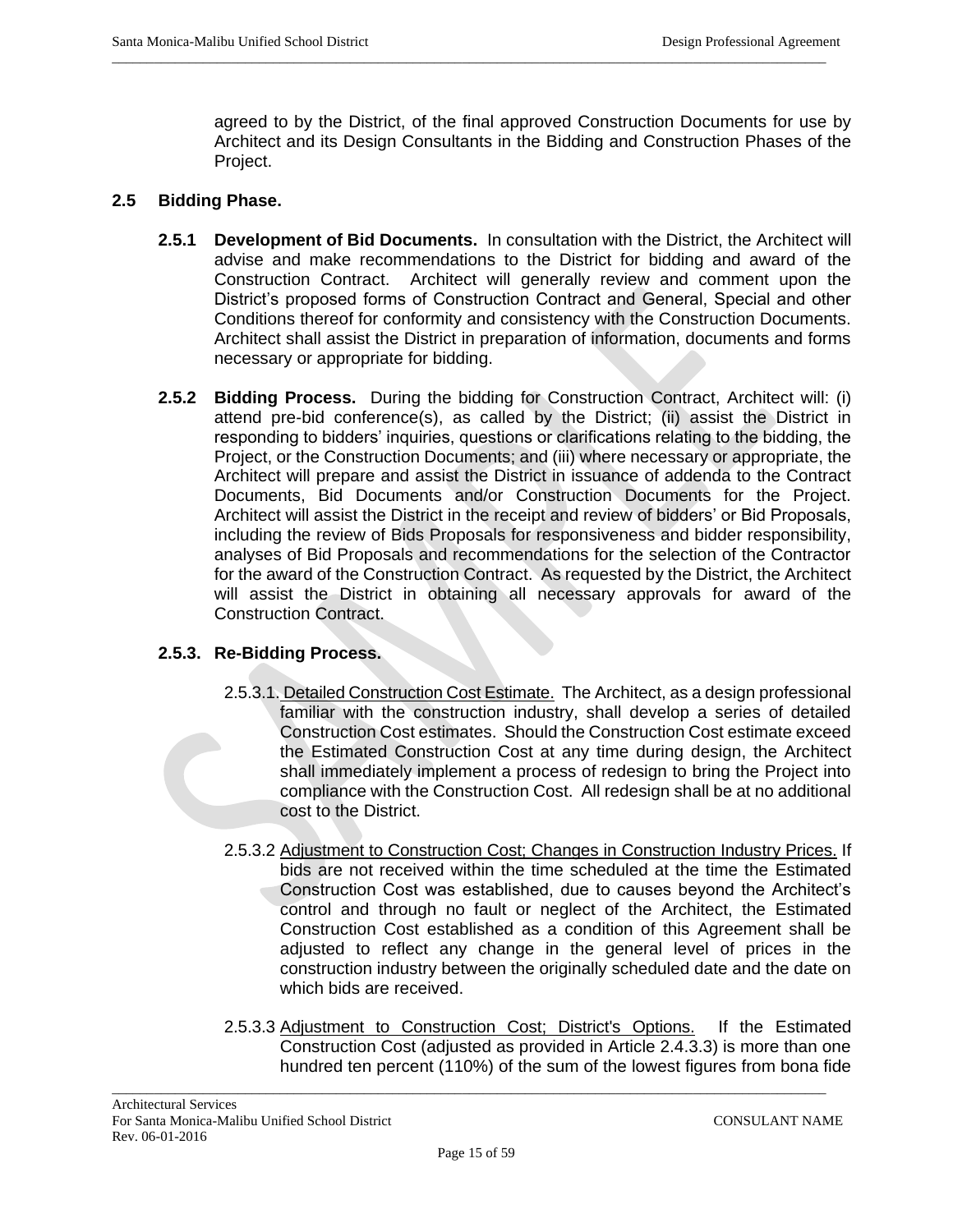agreed to by the District, of the final approved Construction Documents for use by Architect and its Design Consultants in the Bidding and Construction Phases of the Project.

## 2.5 Bidding Phase.

**2.5.1 Development of Bid Documents.** In consultation with the District, the Architect will advise and make recommendations to the District for bidding and award of the Construction Contract. Architect will generally review and comment upon the District's proposed forms of Construction Contract and General, Special and other Conditions thereof for conformity and consistency with the Construction Documents. Architect shall assist the District in preparation of information, documents and forms necessary or appropriate for bidding.

**2.5.2 Bidding Process.** During the bidding for Construction Contract, Architect will: (i) attend pre-bid conference(s), as called by the District; (ii) assist the District in responding to bidders' inquiries, questions or clarifications relating to the bidding, the Project, or the Construction Documents; and (iii) where necessary or appropriate, the Architect will prepare and assist the District in issuance of addenda to the Contract Documents, Bid Documents and/or Construction Documents for the Project. Architect will assist the District in the receipt and review of bidders' or Bid Proposals, including the review of Bids Proposals for responsiveness and bidder responsibility, analyses of Bid Proposals and recommendations for the selection of the Contractor for the award of the Construction Contract. As requested by the District, the Architect will assist the District in obtaining all necessary approvals for award of the Construction Contract.

**2.5.3. Re-Bidding Process.**

2.5.3.1. Detailed Construction Cost Estimate. The Architect, as a design professional familiar with the construction industry, shall develop a series of detailed Construction Cost estimates. Should the Construction Cost estimate exceed the Estimated Construction Cost at any time during design, the Architect shall immediately implement a process of redesign to bring the Project into compliance with the Construction Cost. All redesign shall be at no additional cost to the District.

2.5.3.2 Adjustment to Construction Cost; Changes in Construction Industry Prices. If bids are not received within the time scheduled at the time the Estimated Construction Cost was established, due to causes beyond the Architect's control and through no fault or neglect of the Architect, the Estimated Construction Cost established as a condition of this Agreement shall be adjusted to reflect any change in the general level of prices in the construction industry between the originally scheduled date and the date on which bids are received.

2.5.3.3 Adjustment to Construction Cost; District's Options. If the Estimated Construction Cost (adjusted as provided in Article 2.4.3.3) is more than one hundred ten percent (110%) of the sum of the lowest figures from bona fide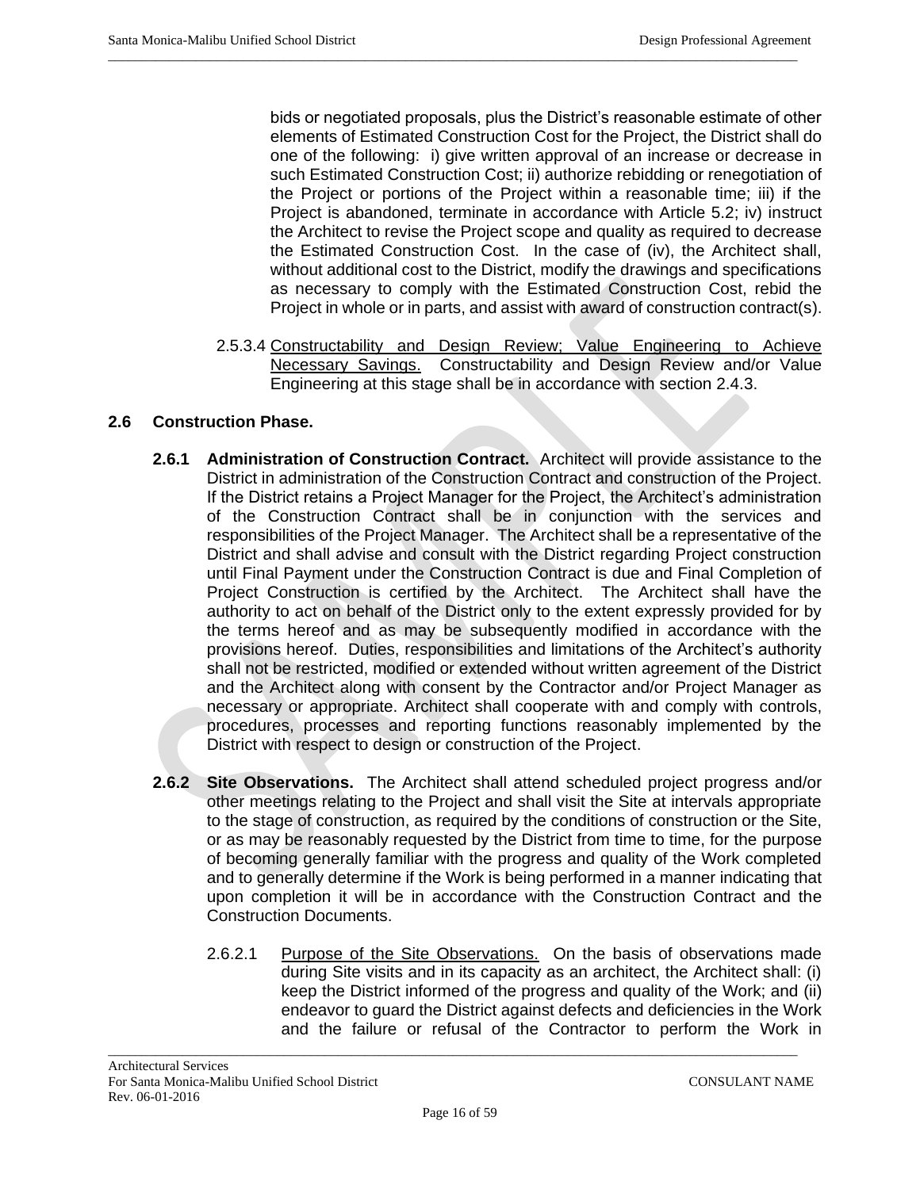bids or negotiated proposals, plus the District's reasonable estimate of other elements of Estimated Construction Cost for the Project, the District shall do one of the following: i) give written approval of an increase or decrease in such Estimated Construction Cost; ii) authorize rebidding or renegotiation of the Project or portions of the Project within a reasonable time; iii) if the Project is abandoned, terminate in accordance with Article 5.2; iv) instruct the Architect to revise the Project scope and quality as required to decrease the Estimated Construction Cost. In the case of (iv), the Architect shall, without additional cost to the District, modify the drawings and specifications as necessary to comply with the Estimated Construction Cost, rebid the Project in whole or in parts, and assist with award of construction contract(s).

2.5.3.4 Constructability and Design Review; Value Engineering to Achieve Necessary Savings. Constructability and Design Review and/or Value Engineering at this stage shall be in accordance with section 2.4.3.

### 2.6 Construction Phase.

**2.6.1 Administration of Construction Contract.** Architect will provide assistance to the District in administration of the Construction Contract and construction of the Project. If the District retains a Project Manager for the Project, the Architect's administration of the Construction Contract shall be in conjunction with the services and responsibilities of the Project Manager. The Architect shall be a representative of the District and shall advise and consult with the District regarding Project construction until Final Payment under the Construction Contract is due and Final Completion of Project Construction is certified by the Architect. The Architect shall have the authority to act on behalf of the District only to the extent expressly provided for by the terms hereof and as may be subsequently modified in accordance with the provisions hereof. Duties, responsibilities and limitations of the Architect's authority shall not be restricted, modified or extended without written agreement of the District and the Architect along with consent by the Contractor and/or Project Manager as necessary or appropriate. Architect shall cooperate with and comply with controls, procedures, processes and reporting functions reasonably implemented by the District with respect to design or construction of the Project.

**2.6.2 Site Observations.** The Architect shall attend scheduled project progress and/or other meetings relating to the Project and shall visit the Site at intervals appropriate to the stage of construction, as required by the conditions of construction or the Site, or as may be reasonably requested by the District from time to time, for the purpose of becoming generally familiar with the progress and quality of the Work completed and to generally determine if the Work is being performed in a manner indicating that upon completion it will be in accordance with the Construction Contract and the Construction Documents.

2.6.2.1 Purpose of the Site Observations. On the basis of observations made during Site visits and in its capacity as an architect, the Architect shall: (i) keep the District informed of the progress and quality of the Work; and (ii) endeavor to guard the District against defects and deficiencies in the Work and the failure or refusal of the Contractor to perform the Work in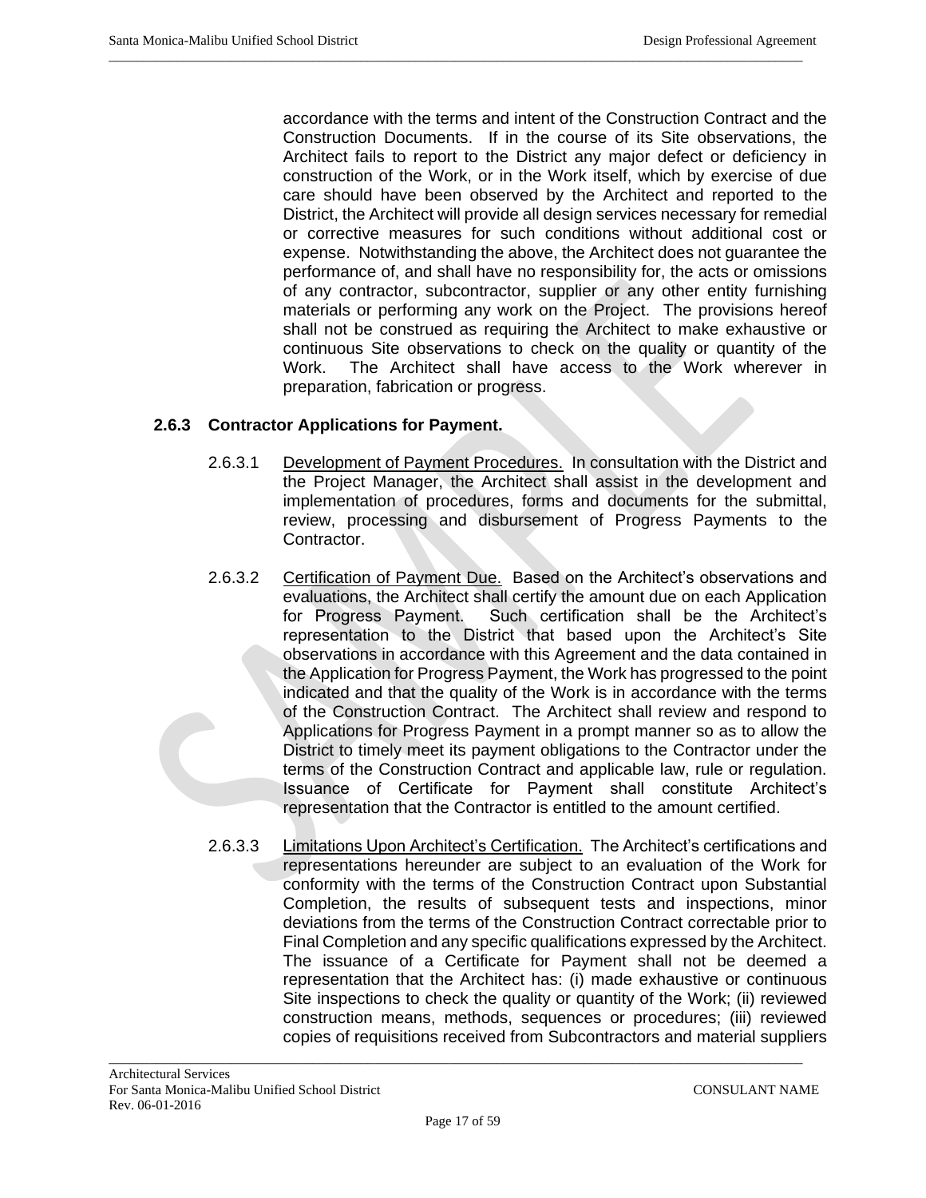accordance with the terms and intent of the Construction Contract and the Construction Documents. If in the course of its Site observations, the Architect fails to report to the District any major defect or deficiency in construction of the Work, or in the Work itself, which by exercise of due care should have been observed by the Architect and reported to the District, the Architect will provide all design services necessary for remedial or corrective measures for such conditions without additional cost or expense. Notwithstanding the above, the Architect does not guarantee the performance of, and shall have no responsibility for, the acts or omissions of any contractor, subcontractor, supplier or any other entity furnishing materials or performing any work on the Project. The provisions hereof shall not be construed as requiring the Architect to make exhaustive or continuous Site observations to check on the quality or quantity of the Work. The Architect shall have access to the Work wherever in preparation, fabrication or progress.

**2.6.3 Contractor Applications for Payment.**

2.6.3.1 Development of Payment Procedures. In consultation with the District and the Project Manager, the Architect shall assist in the development and implementation of procedures, forms and documents for the submittal, review, processing and disbursement of Progress Payments to the Contractor.

2.6.3.2 Certification of Payment Due. Based on the Architect's observations and evaluations, the Architect shall certify the amount due on each Application for Progress Payment. Such certification shall be the Architect's representation to the District that based upon the Architect's Site observations in accordance with this Agreement and the data contained in the Application for Progress Payment, the Work has progressed to the point indicated and that the quality of the Work is in accordance with the terms of the Construction Contract. The Architect shall review and respond to Applications for Progress Payment in a prompt manner so as to allow the District to timely meet its payment obligations to the Contractor under the terms of the Construction Contract and applicable law, rule or regulation. Issuance of Certificate for Payment shall constitute Architect's representation that the Contractor is entitled to the amount certified.

2.6.3.3 Limitations Upon Architect's Certification. The Architect's certifications and representations hereunder are subject to an evaluation of the Work for conformity with the terms of the Construction Contract upon Substantial Completion, the results of subsequent tests and inspections, minor deviations from the terms of the Construction Contract correctable prior to Final Completion and any specific qualifications expressed by the Architect. The issuance of a Certificate for Payment shall not be deemed a representation that the Architect has: (i) made exhaustive or continuous Site inspections to check the quality or quantity of the Work; (ii) reviewed construction means, methods, sequences or procedures; (iii) reviewed copies of requisitions received from Subcontractors and material suppliers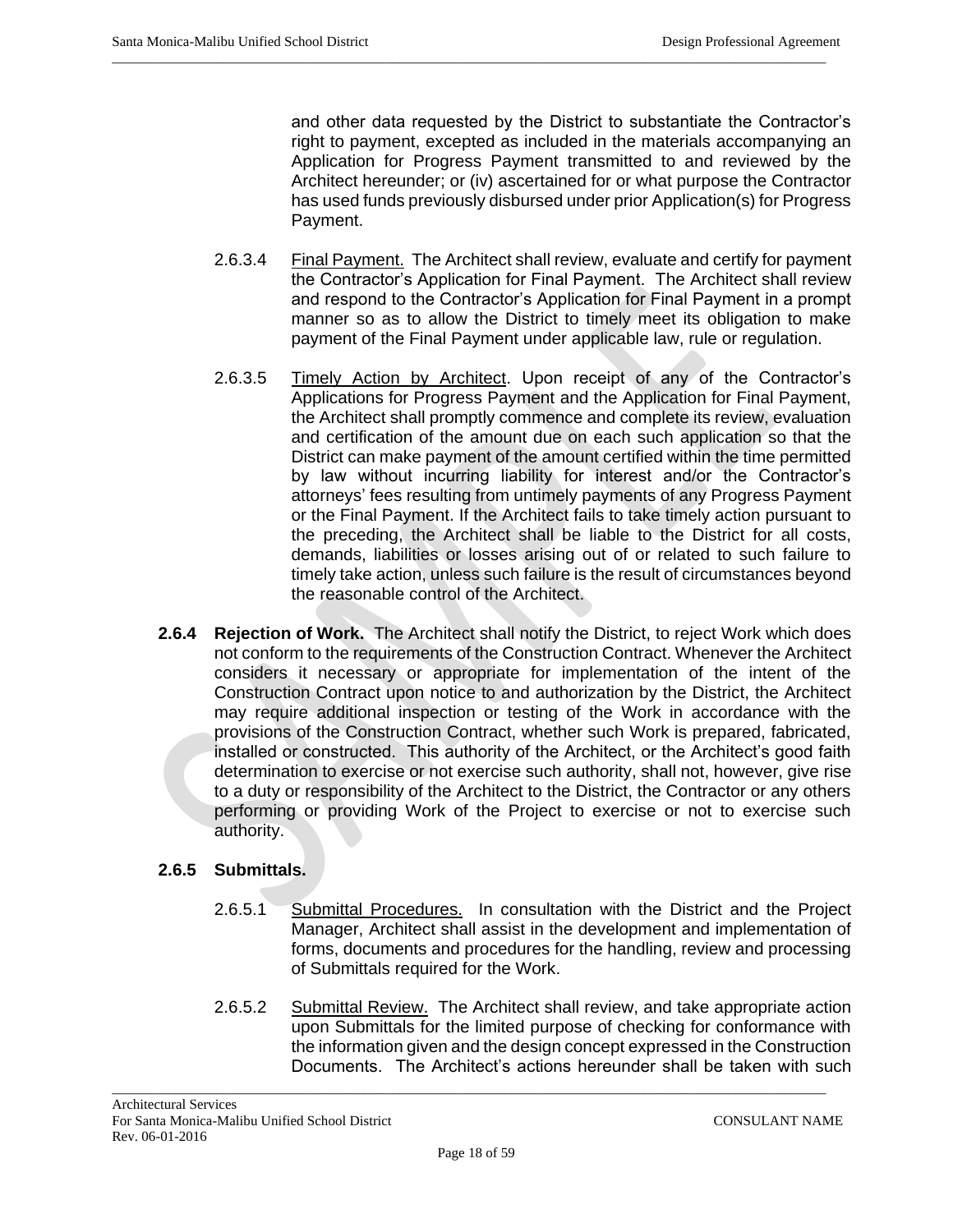and other data requested by the District to substantiate the Contractor's right to payment, excepted as included in the materials accompanying an Application for Progress Payment transmitted to and reviewed by the Architect hereunder; or (iv) ascertained for or what purpose the Contractor has used funds previously disbursed under prior Application(s) for Progress Payment.

2.6.3.4 Final Payment. The Architect shall review, evaluate and certify for payment the Contractor's Application for Final Payment. The Architect shall review and respond to the Contractor's Application for Final Payment in a prompt manner so as to allow the District to timely meet its obligation to make payment of the Final Payment under applicable law, rule or regulation.

2.6.3.5 Timely Action by Architect. Upon receipt of any of the Contractor's Applications for Progress Payment and the Application for Final Payment, the Architect shall promptly commence and complete its review, evaluation and certification of the amount due on each such application so that the District can make payment of the amount certified within the time permitted by law without incurring liability for interest and/or the Contractor's attorneys' fees resulting from untimely payments of any Progress Payment or the Final Payment. If the Architect fails to take timely action pursuant to the preceding, the Architect shall be liable to the District for all costs, demands, liabilities or losses arising out of or related to such failure to timely take action, unless such failure is the result of circumstances beyond the reasonable control of the Architect.

**2.6.4 Rejection of Work.** The Architect shall notify the District, to reject Work which does not conform to the requirements of the Construction Contract. Whenever the Architect considers it necessary or appropriate for implementation of the intent of the Construction Contract upon notice to and authorization by the District, the Architect may require additional inspection or testing of the Work in accordance with the provisions of the Construction Contract, whether such Work is prepared, fabricated, installed or constructed. This authority of the Architect, or the Architect's good faith determination to exercise or not exercise such authority, shall not, however, give rise to a duty or responsibility of the Architect to the District, the Contractor or any others performing or providing Work of the Project to exercise or not to exercise such authority.

**2.6.5 Submittals.**

2.6.5.1 Submittal Procedures. In consultation with the District and the Project Manager, Architect shall assist in the development and implementation of forms, documents and procedures for the handling, review and processing of Submittals required for the Work.

2.6.5.2 Submittal Review. The Architect shall review, and take appropriate action upon Submittals for the limited purpose of checking for conformance with the information given and the design concept expressed in the Construction Documents. The Architect's actions hereunder shall be taken with such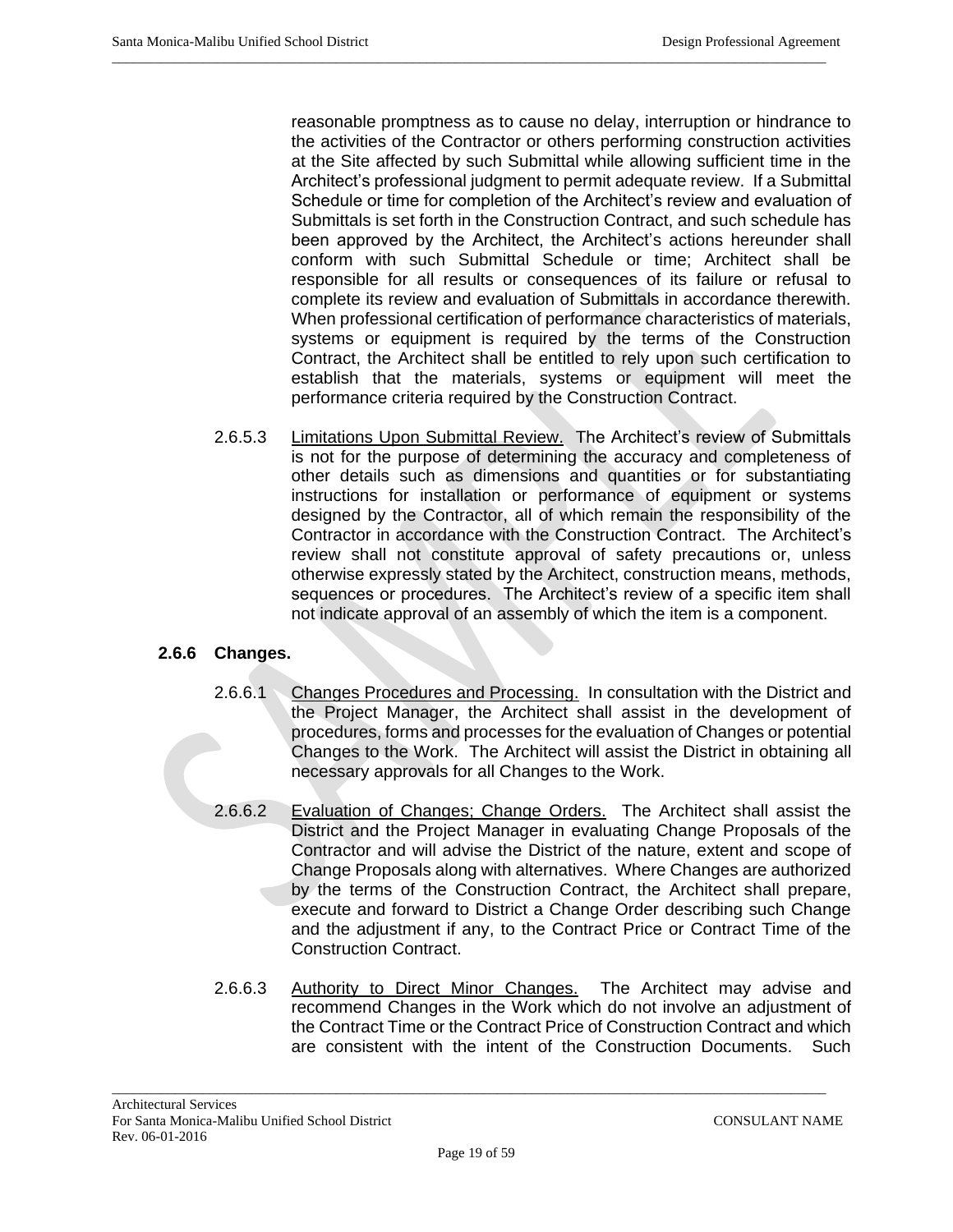reasonable promptness as to cause no delay, interruption or hindrance to the activities of the Contractor or others performing construction activities at the Site affected by such Submittal while allowing sufficient time in the Architect's professional judgment to permit adequate review. If a Submittal Schedule or time for completion of the Architect's review and evaluation of Submittals is set forth in the Construction Contract, and such schedule has been approved by the Architect, the Architect's actions hereunder shall conform with such Submittal Schedule or time; Architect shall be responsible for all results or consequences of its failure or refusal to complete its review and evaluation of Submittals in accordance therewith. When professional certification of performance characteristics of materials, systems or equipment is required by the terms of the Construction Contract, the Architect shall be entitled to rely upon such certification to establish that the materials, systems or equipment will meet the performance criteria required by the Construction Contract.

2.6.5.3 Limitations Upon Submittal Review. The Architect's review of Submittals is not for the purpose of determining the accuracy and completeness of other details such as dimensions and quantities or for substantiating instructions for installation or performance of equipment or systems designed by the Contractor, all of which remain the responsibility of the Contractor in accordance with the Construction Contract. The Architect's review shall not constitute approval of safety precautions or, unless otherwise expressly stated by the Architect, construction means, methods, sequences or procedures. The Architect's review of a specific item shall not indicate approval of an assembly of which the item is a component.

### 2.6.6 Changes.

2.6.6.1 Changes Procedures and Processing. In consultation with the District and the Project Manager, the Architect shall assist in the development of procedures, forms and processes for the evaluation of Changes or potential Changes to the Work. The Architect will assist the District in obtaining all necessary approvals for all Changes to the Work.

2.6.6.2 Evaluation of Changes; Change Orders. The Architect shall assist the District and the Project Manager in evaluating Change Proposals of the Contractor and will advise the District of the nature, extent and scope of Change Proposals along with alternatives. Where Changes are authorized by the terms of the Construction Contract, the Architect shall prepare, execute and forward to District a Change Order describing such Change and the adjustment if any, to the Contract Price or Contract Time of the Construction Contract.

2.6.6.3 Authority to Direct Minor Changes. The Architect may advise and recommend Changes in the Work which do not involve an adjustment of the Contract Time or the Contract Price of Construction Contract and which are consistent with the intent of the Construction Documents. Such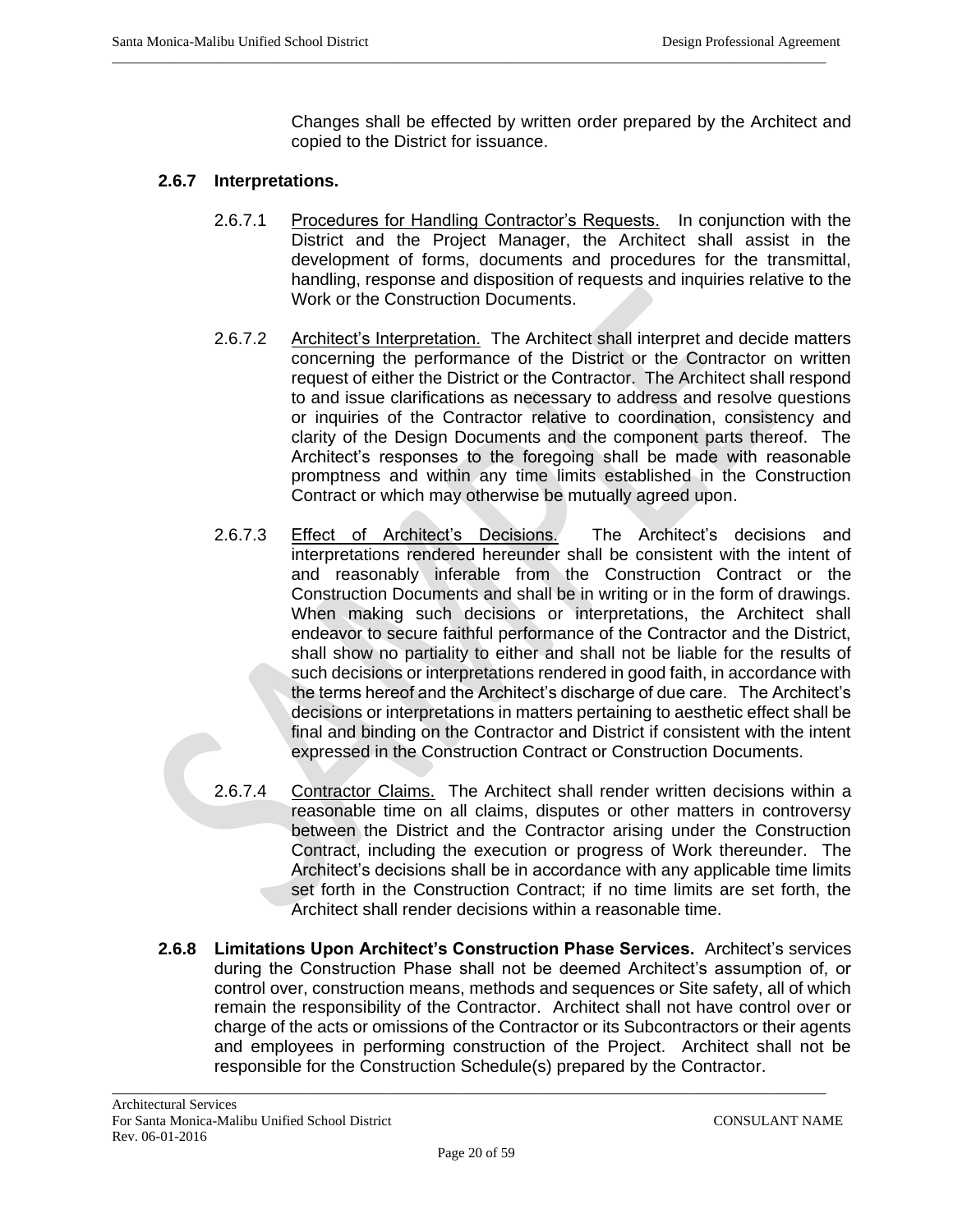Changes shall be effected by written order prepared by the Architect and copied to the District for issuance.

**2.6.7 Interpretations.**

2.6.7.1 Procedures for Handling Contractor's Requests. In conjunction with the District and the Project Manager, the Architect shall assist in the development of forms, documents and procedures for the transmittal, handling, response and disposition of requests and inquiries relative to the Work or the Construction Documents.

2.6.7.2 Architect's Interpretation. The Architect shall interpret and decide matters concerning the performance of the District or the Contractor on written request of either the District or the Contractor. The Architect shall respond to and issue clarifications as necessary to address and resolve questions or inquiries of the Contractor relative to coordination, consistency and clarity of the Design Documents and the component parts thereof. The Architect's responses to the foregoing shall be made with reasonable promptness and within any time limits established in the Construction Contract or which may otherwise be mutually agreed upon.

2.6.7.3 Effect of Architect's Decisions. The Architect's decisions and interpretations rendered hereunder shall be consistent with the intent of and reasonably inferable from the Construction Contract or the Construction Documents and shall be in writing or in the form of drawings. When making such decisions or interpretations, the Architect shall endeavor to secure faithful performance of the Contractor and the District, shall show no partiality to either and shall not be liable for the results of such decisions or interpretations rendered in good faith, in accordance with the terms hereof and the Architect's discharge of due care. The Architect's decisions or interpretations in matters pertaining to aesthetic effect shall be final and binding on the Contractor and District if consistent with the intent expressed in the Construction Contract or Construction Documents.

2.6.7.4 Contractor Claims. The Architect shall render written decisions within a reasonable time on all claims, disputes or other matters in controversy between the District and the Contractor arising under the Construction Contract, including the execution or progress of Work thereunder. The Architect's decisions shall be in accordance with any applicable time limits set forth in the Construction Contract; if no time limits are set forth, the Architect shall render decisions within a reasonable time.

**2.6.8 Limitations Upon Architect's Construction Phase Services.** Architect's services during the Construction Phase shall not be deemed Architect's assumption of, or control over, construction means, methods and sequences or Site safety, all of which remain the responsibility of the Contractor. Architect shall not have control over or charge of the acts or omissions of the Contractor or its Subcontractors or their agents and employees in performing construction of the Project. Architect shall not be responsible for the Construction Schedule(s) prepared by the Contractor.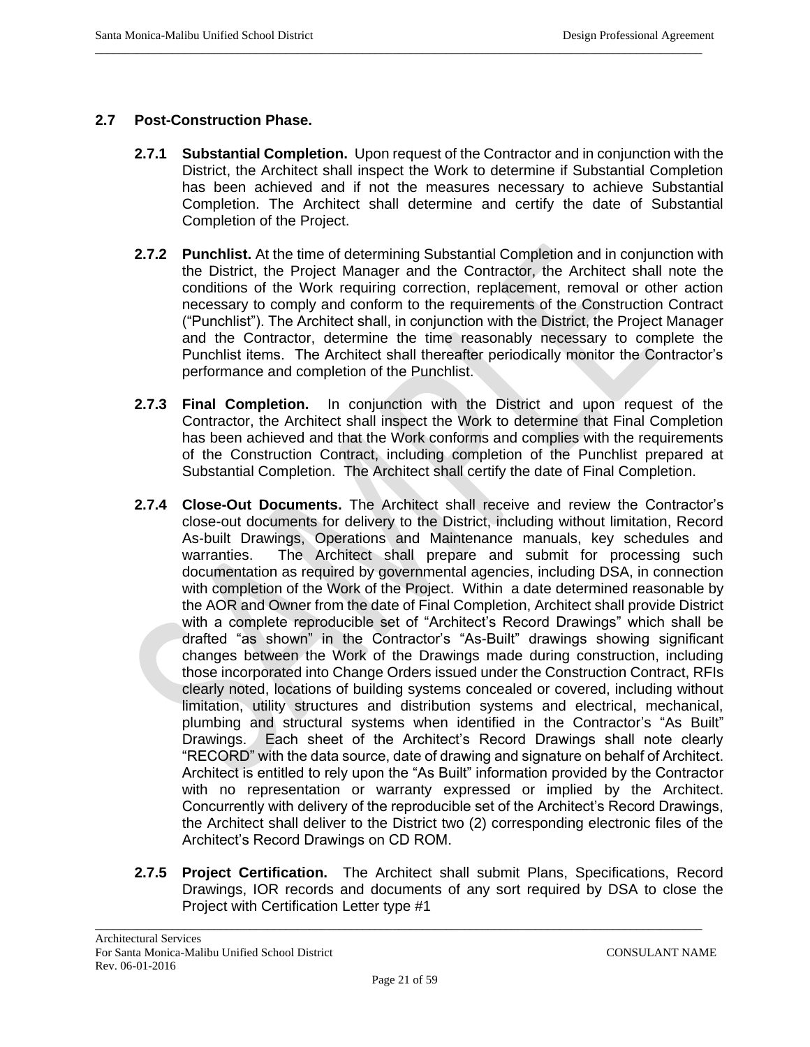## 2.7 Post-Construction Phase.

**2.7.1 Substantial Completion.** Upon request of the Contractor and in conjunction with the District, the Architect shall inspect the Work to determine if Substantial Completion has been achieved and if not the measures necessary to achieve Substantial Completion. The Architect shall determine and certify the date of Substantial Completion of the Project.

**2.7.2 Punchlist.** At the time of determining Substantial Completion and in conjunction with the District, the Project Manager and the Contractor, the Architect shall note the conditions of the Work requiring correction, replacement, removal or other action necessary to comply and conform to the requirements of the Construction Contract ("Punchlist"). The Architect shall, in conjunction with the District, the Project Manager and the Contractor, determine the time reasonably necessary to complete the Punchlist items. The Architect shall thereafter periodically monitor the Contractor's performance and completion of the Punchlist.

**2.7.3 Final Completion.** In conjunction with the District and upon request of the Contractor, the Architect shall inspect the Work to determine that Final Completion has been achieved and that the Work conforms and complies with the requirements of the Construction Contract, including completion of the Punchlist prepared at Substantial Completion. The Architect shall certify the date of Final Completion.

**2.7.4 Close-Out Documents.** The Architect shall receive and review the Contractor's close-out documents for delivery to the District, including without limitation, Record As-built Drawings, Operations and Maintenance manuals, key schedules and warranties. The Architect shall prepare and submit for processing such documentation as required by governmental agencies, including DSA, in connection with completion of the Work of the Project. Within a date determined reasonable by the AOR and Owner from the date of Final Completion, Architect shall provide District with a complete reproducible set of "Architect's Record Drawings" which shall be drafted "as shown" in the Contractor's "As-Built" drawings showing significant changes between the Work of the Drawings made during construction, including those incorporated into Change Orders issued under the Construction Contract, RFIs clearly noted, locations of building systems concealed or covered, including without limitation, utility structures and distribution systems and electrical, mechanical, plumbing and structural systems when identified in the Contractor's "As Built" Drawings. Each sheet of the Architect's Record Drawings shall note clearly "RECORD" with the data source, date of drawing and signature on behalf of Architect. Architect is entitled to rely upon the "As Built" information provided by the Contractor with no representation or warranty expressed or implied by the Architect. Concurrently with delivery of the reproducible set of the Architect's Record Drawings, the Architect shall deliver to the District two (2) corresponding electronic files of the Architect's Record Drawings on CD ROM.

**2.7.5 Project Certification.** The Architect shall submit Plans, Specifications, Record Drawings, IOR records and documents of any sort required by DSA to close the Project with Certification Letter type #1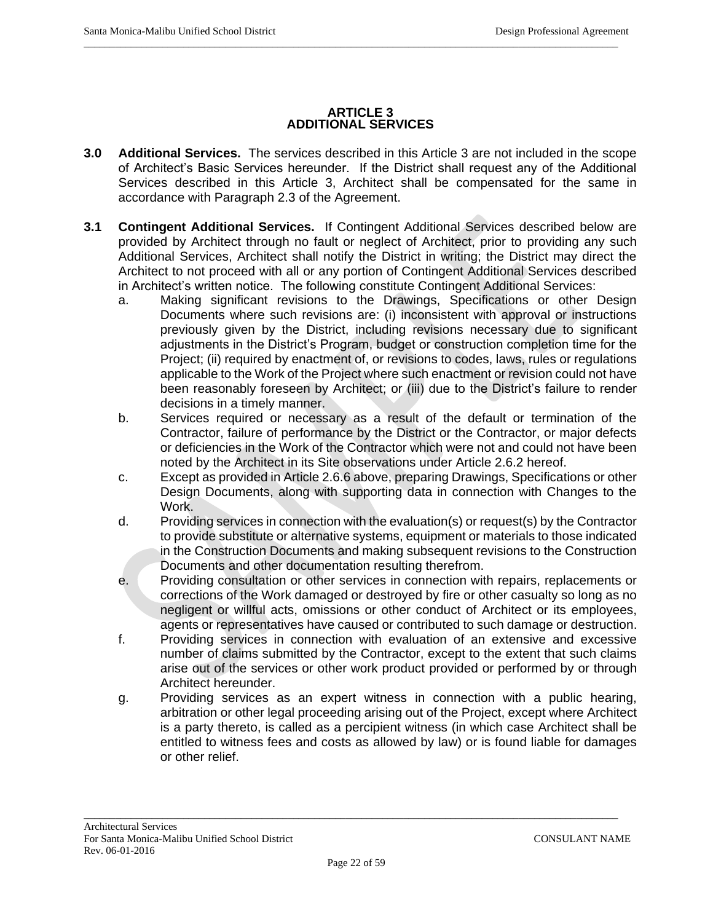# ARTICLE 3
# ADDITIONAL SERVICES

**3.0 Additional Services.** The services described in this Article 3 are not included in the scope of Architect's Basic Services hereunder. If the District shall request any of the Additional Services described in this Article 3, Architect shall be compensated for the same in accordance with Paragraph 2.3 of the Agreement.

**3.1 Contingent Additional Services.** If Contingent Additional Services described below are provided by Architect through no fault or neglect of Architect, prior to providing any such Additional Services, Architect shall notify the District in writing; the District may direct the Architect to not proceed with all or any portion of Contingent Additional Services described in Architect's written notice. The following constitute Contingent Additional Services:

a. Making significant revisions to the Drawings, Specifications or other Design Documents where such revisions are: (i) inconsistent with approval or instructions previously given by the District, including revisions necessary due to significant adjustments in the District's Program, budget or construction completion time for the Project; (ii) required by enactment of, or revisions to codes, laws, rules or regulations applicable to the Work of the Project where such enactment or revision could not have been reasonably foreseen by Architect; or (iii) due to the District's failure to render decisions in a timely manner.

b. Services required or necessary as a result of the default or termination of the Contractor, failure of performance by the District or the Contractor, or major defects or deficiencies in the Work of the Contractor which were not and could not have been noted by the Architect in its Site observations under Article 2.6.2 hereof.

c. Except as provided in Article 2.6.6 above, preparing Drawings, Specifications or other Design Documents, along with supporting data in connection with Changes to the Work.

d. Providing services in connection with the evaluation(s) or request(s) by the Contractor to provide substitute or alternative systems, equipment or materials to those indicated in the Construction Documents and making subsequent revisions to the Construction Documents and other documentation resulting therefrom.

e. Providing consultation or other services in connection with repairs, replacements or corrections of the Work damaged or destroyed by fire or other casualty so long as no negligent or willful acts, omissions or other conduct of Architect or its employees, agents or representatives have caused or contributed to such damage or destruction.

f. Providing services in connection with evaluation of an extensive and excessive number of claims submitted by the Contractor, except to the extent that such claims arise out of the services or other work product provided or performed by or through Architect hereunder.

g. Providing services as an expert witness in connection with a public hearing, arbitration or other legal proceeding arising out of the Project, except where Architect is a party thereto, is called as a percipient witness (in which case Architect shall be entitled to witness fees and costs as allowed by law) or is found liable for damages or other relief.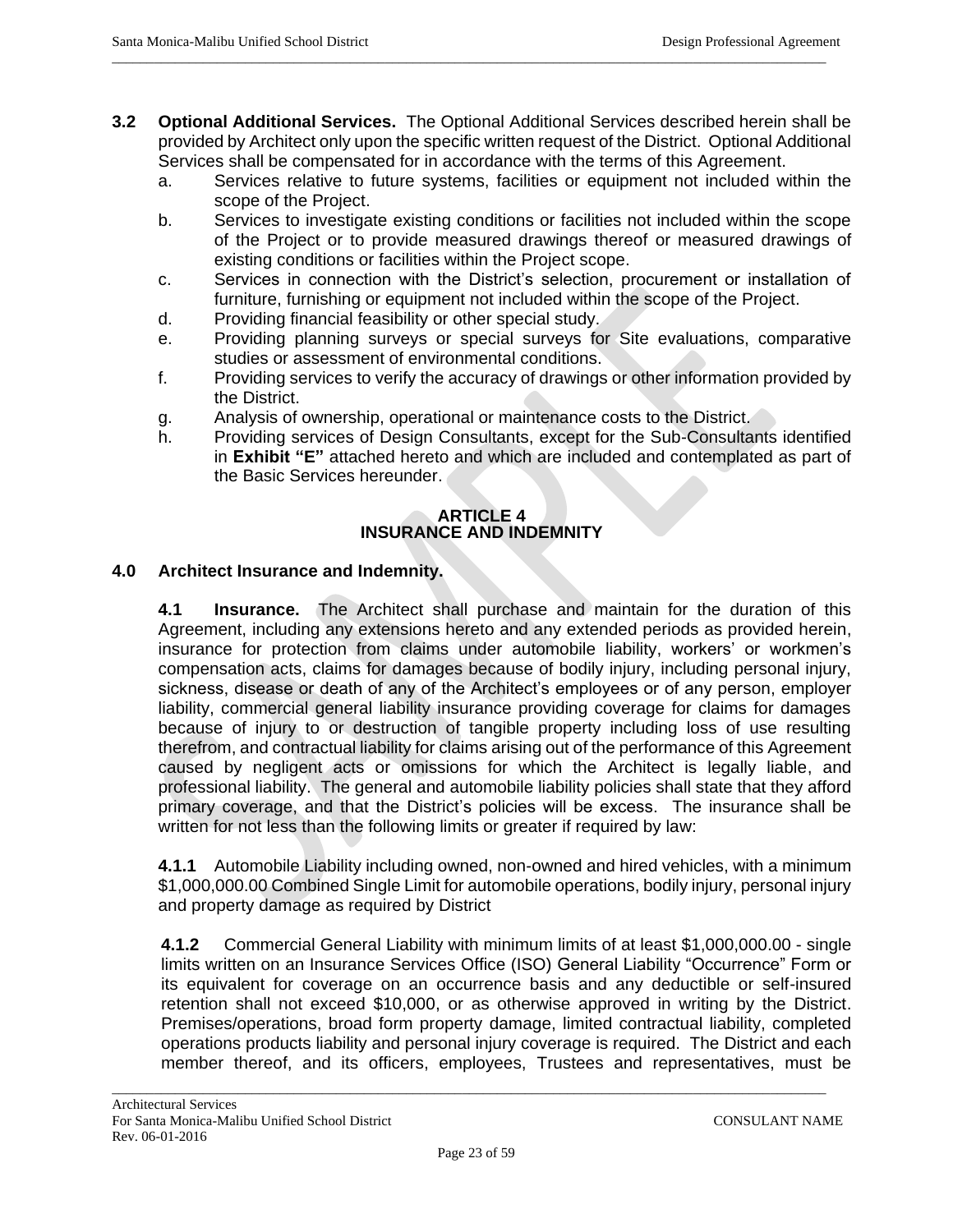**3.2 Optional Additional Services.** The Optional Additional Services described herein shall be provided by Architect only upon the specific written request of the District. Optional Additional Services shall be compensated for in accordance with the terms of this Agreement.

a. Services relative to future systems, facilities or equipment not included within the scope of the Project.

b. Services to investigate existing conditions or facilities not included within the scope of the Project or to provide measured drawings thereof or measured drawings of existing conditions or facilities within the Project scope.

c. Services in connection with the District's selection, procurement or installation of furniture, furnishing or equipment not included within the scope of the Project.

d. Providing financial feasibility or other special study.

e. Providing planning surveys or special surveys for Site evaluations, comparative studies or assessment of environmental conditions.

f. Providing services to verify the accuracy of drawings or other information provided by the District.

g. Analysis of ownership, operational or maintenance costs to the District.

h. Providing services of Design Consultants, except for the Sub-Consultants identified in **Exhibit "E"** attached hereto and which are included and contemplated as part of the Basic Services hereunder.

## ARTICLE 4
## INSURANCE AND INDEMNITY

**4.0 Architect Insurance and Indemnity.**

**4.1 Insurance.** The Architect shall purchase and maintain for the duration of this Agreement, including any extensions hereto and any extended periods as provided herein, insurance for protection from claims under automobile liability, workers' or workmen's compensation acts, claims for damages because of bodily injury, including personal injury, sickness, disease or death of any of the Architect's employees or of any person, employer liability, commercial general liability insurance providing coverage for claims for damages because of injury to or destruction of tangible property including loss of use resulting therefrom, and contractual liability for claims arising out of the performance of this Agreement caused by negligent acts or omissions for which the Architect is legally liable, and professional liability. The general and automobile liability policies shall state that they afford primary coverage, and that the District's policies will be excess. The insurance shall be written for not less than the following limits or greater if required by law:

**4.1.1** Automobile Liability including owned, non-owned and hired vehicles, with a minimum \$1,000,000.00 Combined Single Limit for automobile operations, bodily injury, personal injury and property damage as required by District

**4.1.2** Commercial General Liability with minimum limits of at least \$1,000,000.00 - single limits written on an Insurance Services Office (ISO) General Liability "Occurrence" Form or its equivalent for coverage on an occurrence basis and any deductible or self-insured retention shall not exceed \$10,000, or as otherwise approved in writing by the District. Premises/operations, broad form property damage, limited contractual liability, completed operations products liability and personal injury coverage is required. The District and each member thereof, and its officers, employees, Trustees and representatives, must be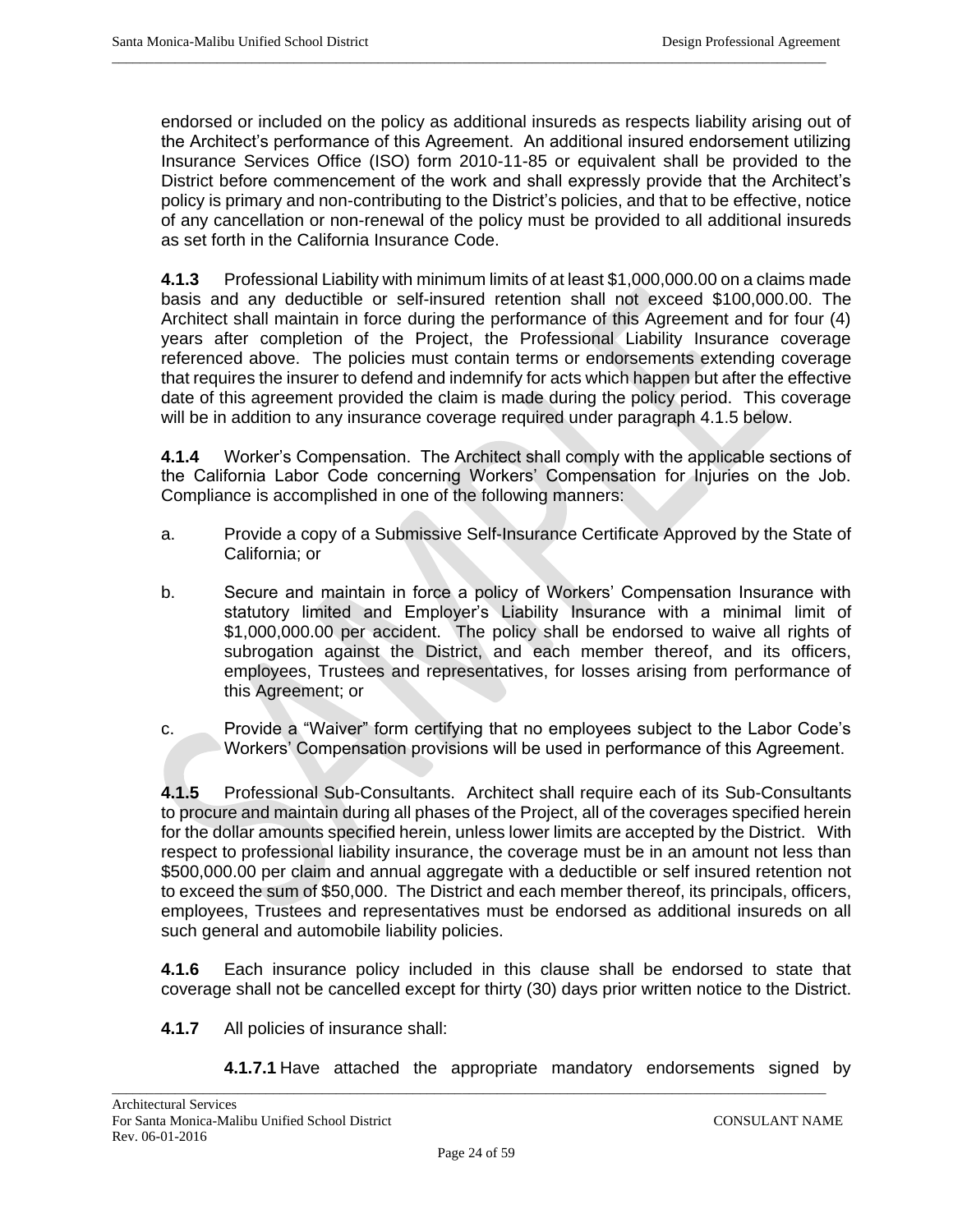endorsed or included on the policy as additional insureds as respects liability arising out of the Architect's performance of this Agreement. An additional insured endorsement utilizing Insurance Services Office (ISO) form 2010-11-85 or equivalent shall be provided to the District before commencement of the work and shall expressly provide that the Architect's policy is primary and non-contributing to the District's policies, and that to be effective, notice of any cancellation or non-renewal of the policy must be provided to all additional insureds as set forth in the California Insurance Code.

**4.1.3** Professional Liability with minimum limits of at least $1,000,000.00 on a claims made basis and any deductible or self-insured retention shall not exceed $100,000.00. The Architect shall maintain in force during the performance of this Agreement and for four (4) years after completion of the Project, the Professional Liability Insurance coverage referenced above. The policies must contain terms or endorsements extending coverage that requires the insurer to defend and indemnify for acts which happen but after the effective date of this agreement provided the claim is made during the policy period. This coverage will be in addition to any insurance coverage required under paragraph 4.1.5 below.

**4.1.4** Worker's Compensation. The Architect shall comply with the applicable sections of the California Labor Code concerning Workers' Compensation for Injuries on the Job. Compliance is accomplished in one of the following manners:

a. Provide a copy of a Submissive Self-Insurance Certificate Approved by the State of California; or

b. Secure and maintain in force a policy of Workers' Compensation Insurance with statutory limited and Employer's Liability Insurance with a minimal limit of $1,000,000.00 per accident. The policy shall be endorsed to waive all rights of subrogation against the District, and each member thereof, and its officers, employees, Trustees and representatives, for losses arising from performance of this Agreement; or

c. Provide a "Waiver" form certifying that no employees subject to the Labor Code's Workers' Compensation provisions will be used in performance of this Agreement.

**4.1.5** Professional Sub-Consultants. Architect shall require each of its Sub-Consultants to procure and maintain during all phases of the Project, all of the coverages specified herein for the dollar amounts specified herein, unless lower limits are accepted by the District. With respect to professional liability insurance, the coverage must be in an amount not less than $500,000.00 per claim and annual aggregate with a deductible or self insured retention not to exceed the sum of $50,000. The District and each member thereof, its principals, officers, employees, Trustees and representatives must be endorsed as additional insureds on all such general and automobile liability policies.

**4.1.6** Each insurance policy included in this clause shall be endorsed to state that coverage shall not be cancelled except for thirty (30) days prior written notice to the District.

**4.1.7** All policies of insurance shall:

**4.1.7.1** Have attached the appropriate mandatory endorsements signed by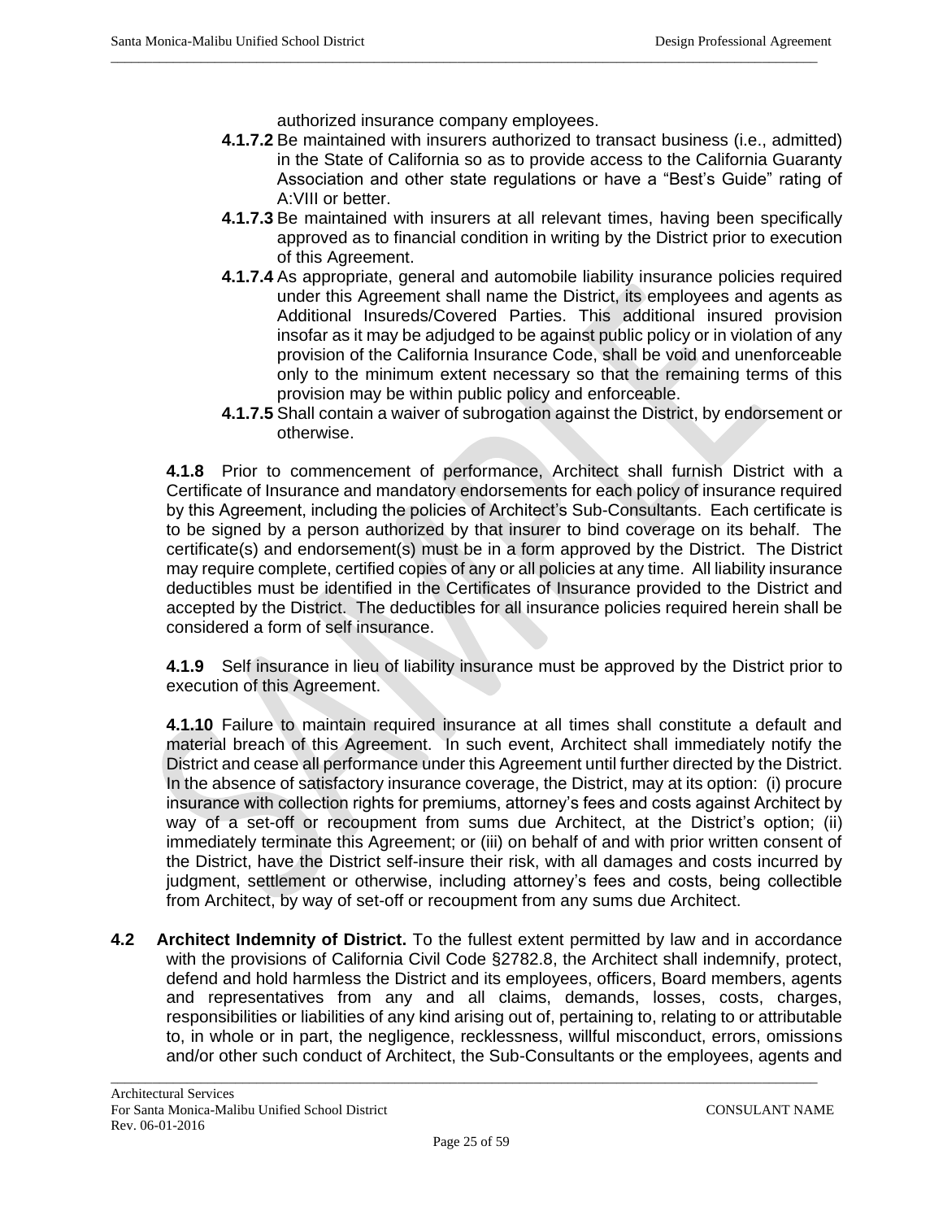authorized insurance company employees.

**4.1.7.2** Be maintained with insurers authorized to transact business (i.e., admitted) in the State of California so as to provide access to the California Guaranty Association and other state regulations or have a "Best's Guide" rating of A:VIII or better.

**4.1.7.3** Be maintained with insurers at all relevant times, having been specifically approved as to financial condition in writing by the District prior to execution of this Agreement.

**4.1.7.4** As appropriate, general and automobile liability insurance policies required under this Agreement shall name the District, its employees and agents as Additional Insureds/Covered Parties. This additional insured provision insofar as it may be adjudged to be against public policy or in violation of any provision of the California Insurance Code, shall be void and unenforceable only to the minimum extent necessary so that the remaining terms of this provision may be within public policy and enforceable.

**4.1.7.5** Shall contain a waiver of subrogation against the District, by endorsement or otherwise.

**4.1.8** Prior to commencement of performance, Architect shall furnish District with a Certificate of Insurance and mandatory endorsements for each policy of insurance required by this Agreement, including the policies of Architect's Sub-Consultants. Each certificate is to be signed by a person authorized by that insurer to bind coverage on its behalf. The certificate(s) and endorsement(s) must be in a form approved by the District. The District may require complete, certified copies of any or all policies at any time. All liability insurance deductibles must be identified in the Certificates of Insurance provided to the District and accepted by the District. The deductibles for all insurance policies required herein shall be considered a form of self insurance.

**4.1.9** Self insurance in lieu of liability insurance must be approved by the District prior to execution of this Agreement.

**4.1.10** Failure to maintain required insurance at all times shall constitute a default and material breach of this Agreement. In such event, Architect shall immediately notify the District and cease all performance under this Agreement until further directed by the District. In the absence of satisfactory insurance coverage, the District, may at its option: (i) procure insurance with collection rights for premiums, attorney's fees and costs against Architect by way of a set-off or recoupment from sums due Architect, at the District's option; (ii) immediately terminate this Agreement; or (iii) on behalf of and with prior written consent of the District, have the District self-insure their risk, with all damages and costs incurred by judgment, settlement or otherwise, including attorney's fees and costs, being collectible from Architect, by way of set-off or recoupment from any sums due Architect.

**4.2 Architect Indemnity of District.** To the fullest extent permitted by law and in accordance with the provisions of California Civil Code §2782.8, the Architect shall indemnify, protect, defend and hold harmless the District and its employees, officers, Board members, agents and representatives from any and all claims, demands, losses, costs, charges, responsibilities or liabilities of any kind arising out of, pertaining to, relating to or attributable to, in whole or in part, the negligence, recklessness, willful misconduct, errors, omissions and/or other such conduct of Architect, the Sub-Consultants or the employees, agents and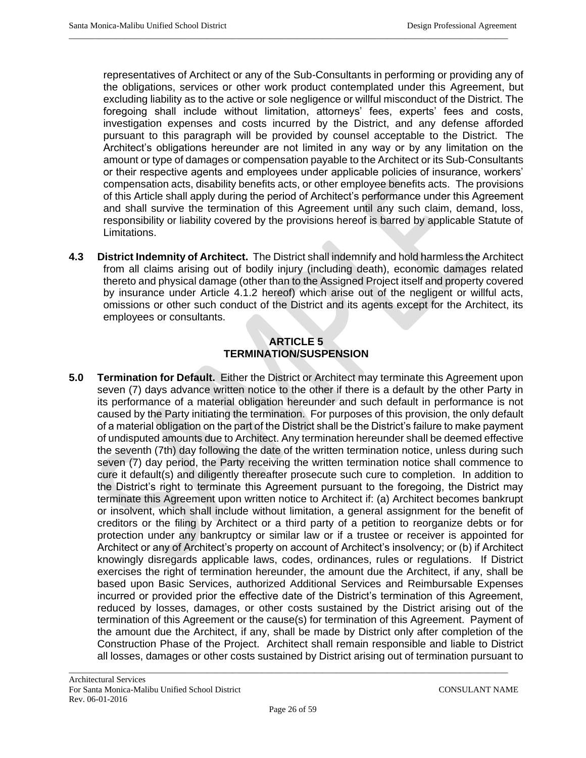representatives of Architect or any of the Sub-Consultants in performing or providing any of the obligations, services or other work product contemplated under this Agreement, but excluding liability as to the active or sole negligence or willful misconduct of the District. The foregoing shall include without limitation, attorneys' fees, experts' fees and costs, investigation expenses and costs incurred by the District, and any defense afforded pursuant to this paragraph will be provided by counsel acceptable to the District. The Architect's obligations hereunder are not limited in any way or by any limitation on the amount or type of damages or compensation payable to the Architect or its Sub-Consultants or their respective agents and employees under applicable policies of insurance, workers' compensation acts, disability benefits acts, or other employee benefits acts. The provisions of this Article shall apply during the period of Architect's performance under this Agreement and shall survive the termination of this Agreement until any such claim, demand, loss, responsibility or liability covered by the provisions hereof is barred by applicable Statute of Limitations.

**4.3 District Indemnity of Architect.** The District shall indemnify and hold harmless the Architect from all claims arising out of bodily injury (including death), economic damages related thereto and physical damage (other than to the Assigned Project itself and property covered by insurance under Article 4.1.2 hereof) which arise out of the negligent or willful acts, omissions or other such conduct of the District and its agents except for the Architect, its employees or consultants.

## ARTICLE 5
## TERMINATION/SUSPENSION

**5.0 Termination for Default.** Either the District or Architect may terminate this Agreement upon seven (7) days advance written notice to the other if there is a default by the other Party in its performance of a material obligation hereunder and such default in performance is not caused by the Party initiating the termination. For purposes of this provision, the only default of a material obligation on the part of the District shall be the District's failure to make payment of undisputed amounts due to Architect. Any termination hereunder shall be deemed effective the seventh (7th) day following the date of the written termination notice, unless during such seven (7) day period, the Party receiving the written termination notice shall commence to cure it default(s) and diligently thereafter prosecute such cure to completion. In addition to the District's right to terminate this Agreement pursuant to the foregoing, the District may terminate this Agreement upon written notice to Architect if: (a) Architect becomes bankrupt or insolvent, which shall include without limitation, a general assignment for the benefit of creditors or the filing by Architect or a third party of a petition to reorganize debts or for protection under any bankruptcy or similar law or if a trustee or receiver is appointed for Architect or any of Architect's property on account of Architect's insolvency; or (b) if Architect knowingly disregards applicable laws, codes, ordinances, rules or regulations. If District exercises the right of termination hereunder, the amount due the Architect, if any, shall be based upon Basic Services, authorized Additional Services and Reimbursable Expenses incurred or provided prior the effective date of the District's termination of this Agreement, reduced by losses, damages, or other costs sustained by the District arising out of the termination of this Agreement or the cause(s) for termination of this Agreement. Payment of the amount due the Architect, if any, shall be made by District only after completion of the Construction Phase of the Project. Architect shall remain responsible and liable to District all losses, damages or other costs sustained by District arising out of termination pursuant to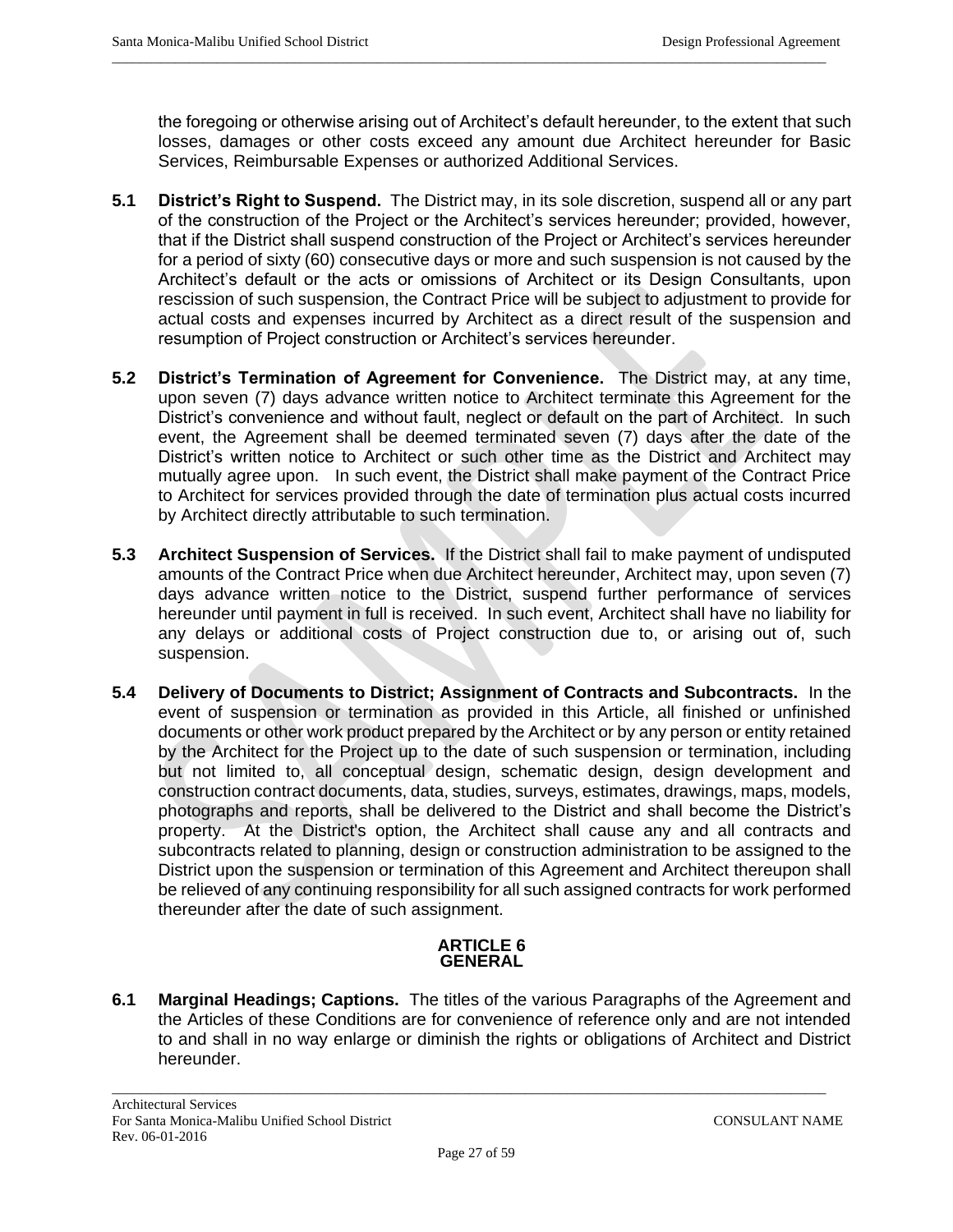the foregoing or otherwise arising out of Architect's default hereunder, to the extent that such losses, damages or other costs exceed any amount due Architect hereunder for Basic Services, Reimbursable Expenses or authorized Additional Services.

**5.1 District's Right to Suspend.** The District may, in its sole discretion, suspend all or any part of the construction of the Project or the Architect's services hereunder; provided, however, that if the District shall suspend construction of the Project or Architect's services hereunder for a period of sixty (60) consecutive days or more and such suspension is not caused by the Architect's default or the acts or omissions of Architect or its Design Consultants, upon rescission of such suspension, the Contract Price will be subject to adjustment to provide for actual costs and expenses incurred by Architect as a direct result of the suspension and resumption of Project construction or Architect's services hereunder.

**5.2 District's Termination of Agreement for Convenience.** The District may, at any time, upon seven (7) days advance written notice to Architect terminate this Agreement for the District's convenience and without fault, neglect or default on the part of Architect. In such event, the Agreement shall be deemed terminated seven (7) days after the date of the District's written notice to Architect or such other time as the District and Architect may mutually agree upon. In such event, the District shall make payment of the Contract Price to Architect for services provided through the date of termination plus actual costs incurred by Architect directly attributable to such termination.

**5.3 Architect Suspension of Services.** If the District shall fail to make payment of undisputed amounts of the Contract Price when due Architect hereunder, Architect may, upon seven (7) days advance written notice to the District, suspend further performance of services hereunder until payment in full is received. In such event, Architect shall have no liability for any delays or additional costs of Project construction due to, or arising out of, such suspension.

**5.4 Delivery of Documents to District; Assignment of Contracts and Subcontracts.** In the event of suspension or termination as provided in this Article, all finished or unfinished documents or other work product prepared by the Architect or by any person or entity retained by the Architect for the Project up to the date of such suspension or termination, including but not limited to, all conceptual design, schematic design, design development and construction contract documents, data, studies, surveys, estimates, drawings, maps, models, photographs and reports, shall be delivered to the District and shall become the District's property. At the District's option, the Architect shall cause any and all contracts and subcontracts related to planning, design or construction administration to be assigned to the District upon the suspension or termination of this Agreement and Architect thereupon shall be relieved of any continuing responsibility for all such assigned contracts for work performed thereunder after the date of such assignment.

## ARTICLE 6
## GENERAL

**6.1 Marginal Headings; Captions.** The titles of the various Paragraphs of the Agreement and the Articles of these Conditions are for convenience of reference only and are not intended to and shall in no way enlarge or diminish the rights or obligations of Architect and District hereunder.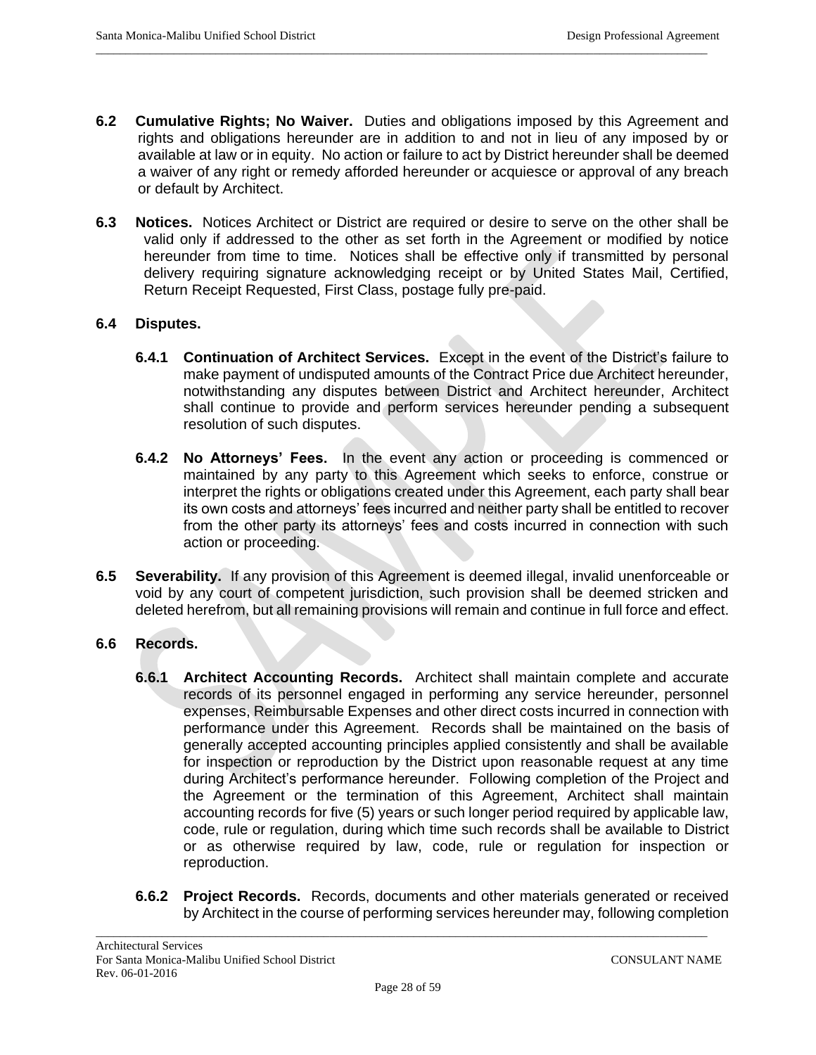**6.2 Cumulative Rights; No Waiver.** Duties and obligations imposed by this Agreement and rights and obligations hereunder are in addition to and not in lieu of any imposed by or available at law or in equity. No action or failure to act by District hereunder shall be deemed a waiver of any right or remedy afforded hereunder or acquiesce or approval of any breach or default by Architect.

**6.3 Notices.** Notices Architect or District are required or desire to serve on the other shall be valid only if addressed to the other as set forth in the Agreement or modified by notice hereunder from time to time. Notices shall be effective only if transmitted by personal delivery requiring signature acknowledging receipt or by United States Mail, Certified, Return Receipt Requested, First Class, postage fully pre-paid.

**6.4 Disputes.**

**6.4.1 Continuation of Architect Services.** Except in the event of the District's failure to make payment of undisputed amounts of the Contract Price due Architect hereunder, notwithstanding any disputes between District and Architect hereunder, Architect shall continue to provide and perform services hereunder pending a subsequent resolution of such disputes.

**6.4.2 No Attorneys' Fees.** In the event any action or proceeding is commenced or maintained by any party to this Agreement which seeks to enforce, construe or interpret the rights or obligations created under this Agreement, each party shall bear its own costs and attorneys' fees incurred and neither party shall be entitled to recover from the other party its attorneys' fees and costs incurred in connection with such action or proceeding.

**6.5 Severability.** If any provision of this Agreement is deemed illegal, invalid unenforceable or void by any court of competent jurisdiction, such provision shall be deemed stricken and deleted herefrom, but all remaining provisions will remain and continue in full force and effect.

**6.6 Records.**

**6.6.1 Architect Accounting Records.** Architect shall maintain complete and accurate records of its personnel engaged in performing any service hereunder, personnel expenses, Reimbursable Expenses and other direct costs incurred in connection with performance under this Agreement. Records shall be maintained on the basis of generally accepted accounting principles applied consistently and shall be available for inspection or reproduction by the District upon reasonable request at any time during Architect's performance hereunder. Following completion of the Project and the Agreement or the termination of this Agreement, Architect shall maintain accounting records for five (5) years or such longer period required by applicable law, code, rule or regulation, during which time such records shall be available to District or as otherwise required by law, code, rule or regulation for inspection or reproduction.

**6.6.2 Project Records.** Records, documents and other materials generated or received by Architect in the course of performing services hereunder may, following completion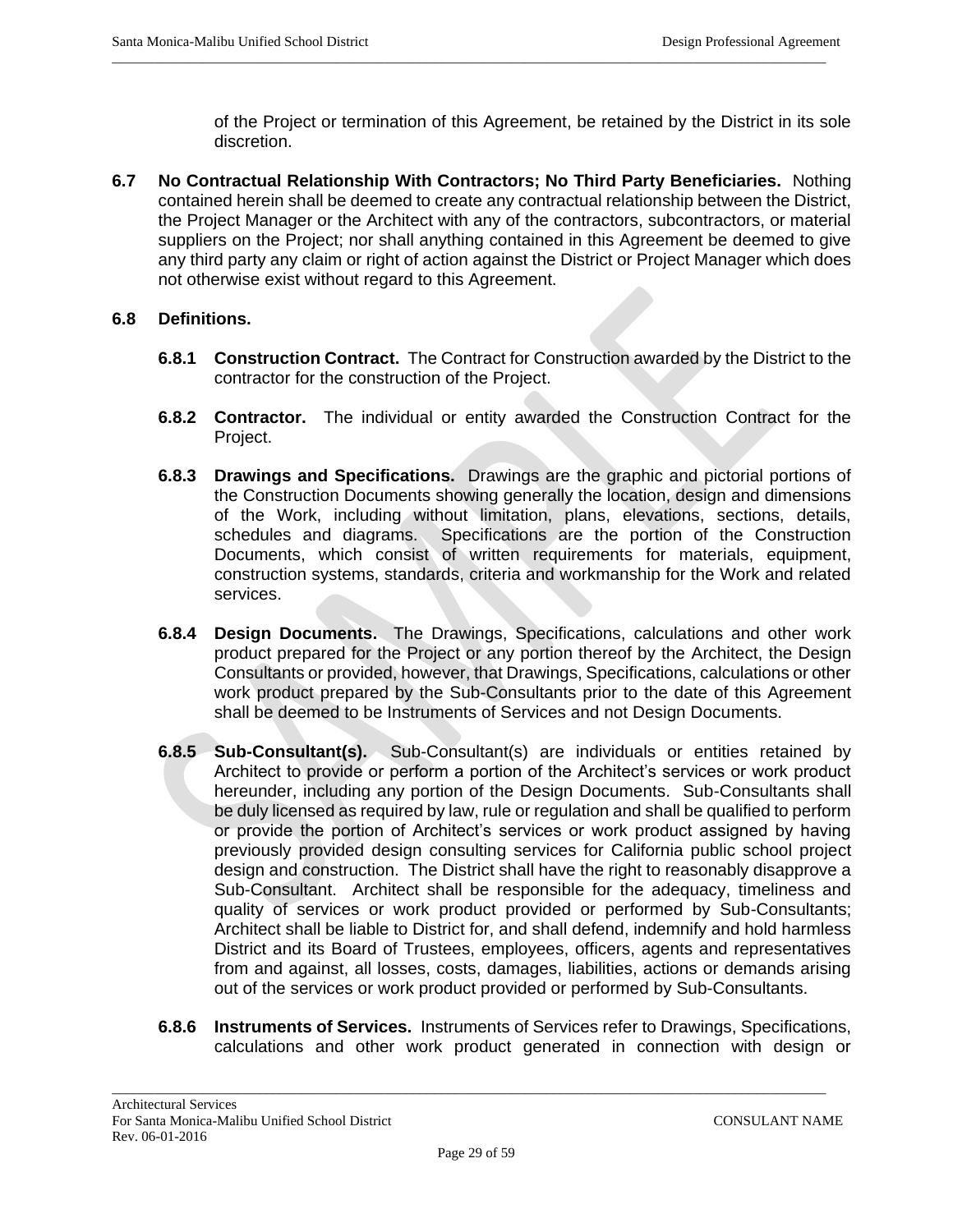of the Project or termination of this Agreement, be retained by the District in its sole discretion.

**6.7 No Contractual Relationship With Contractors; No Third Party Beneficiaries.** Nothing contained herein shall be deemed to create any contractual relationship between the District, the Project Manager or the Architect with any of the contractors, subcontractors, or material suppliers on the Project; nor shall anything contained in this Agreement be deemed to give any third party any claim or right of action against the District or Project Manager which does not otherwise exist without regard to this Agreement.

**6.8 Definitions.**

**6.8.1 Construction Contract.** The Contract for Construction awarded by the District to the contractor for the construction of the Project.

**6.8.2 Contractor.** The individual or entity awarded the Construction Contract for the Project.

**6.8.3 Drawings and Specifications.** Drawings are the graphic and pictorial portions of the Construction Documents showing generally the location, design and dimensions of the Work, including without limitation, plans, elevations, sections, details, schedules and diagrams. Specifications are the portion of the Construction Documents, which consist of written requirements for materials, equipment, construction systems, standards, criteria and workmanship for the Work and related services.

**6.8.4 Design Documents.** The Drawings, Specifications, calculations and other work product prepared for the Project or any portion thereof by the Architect, the Design Consultants or provided, however, that Drawings, Specifications, calculations or other work product prepared by the Sub-Consultants prior to the date of this Agreement shall be deemed to be Instruments of Services and not Design Documents.

**6.8.5 Sub-Consultant(s).** Sub-Consultant(s) are individuals or entities retained by Architect to provide or perform a portion of the Architect's services or work product hereunder, including any portion of the Design Documents. Sub-Consultants shall be duly licensed as required by law, rule or regulation and shall be qualified to perform or provide the portion of Architect's services or work product assigned by having previously provided design consulting services for California public school project design and construction. The District shall have the right to reasonably disapprove a Sub-Consultant. Architect shall be responsible for the adequacy, timeliness and quality of services or work product provided or performed by Sub-Consultants; Architect shall be liable to District for, and shall defend, indemnify and hold harmless District and its Board of Trustees, employees, officers, agents and representatives from and against, all losses, costs, damages, liabilities, actions or demands arising out of the services or work product provided or performed by Sub-Consultants.

**6.8.6 Instruments of Services.** Instruments of Services refer to Drawings, Specifications, calculations and other work product generated in connection with design or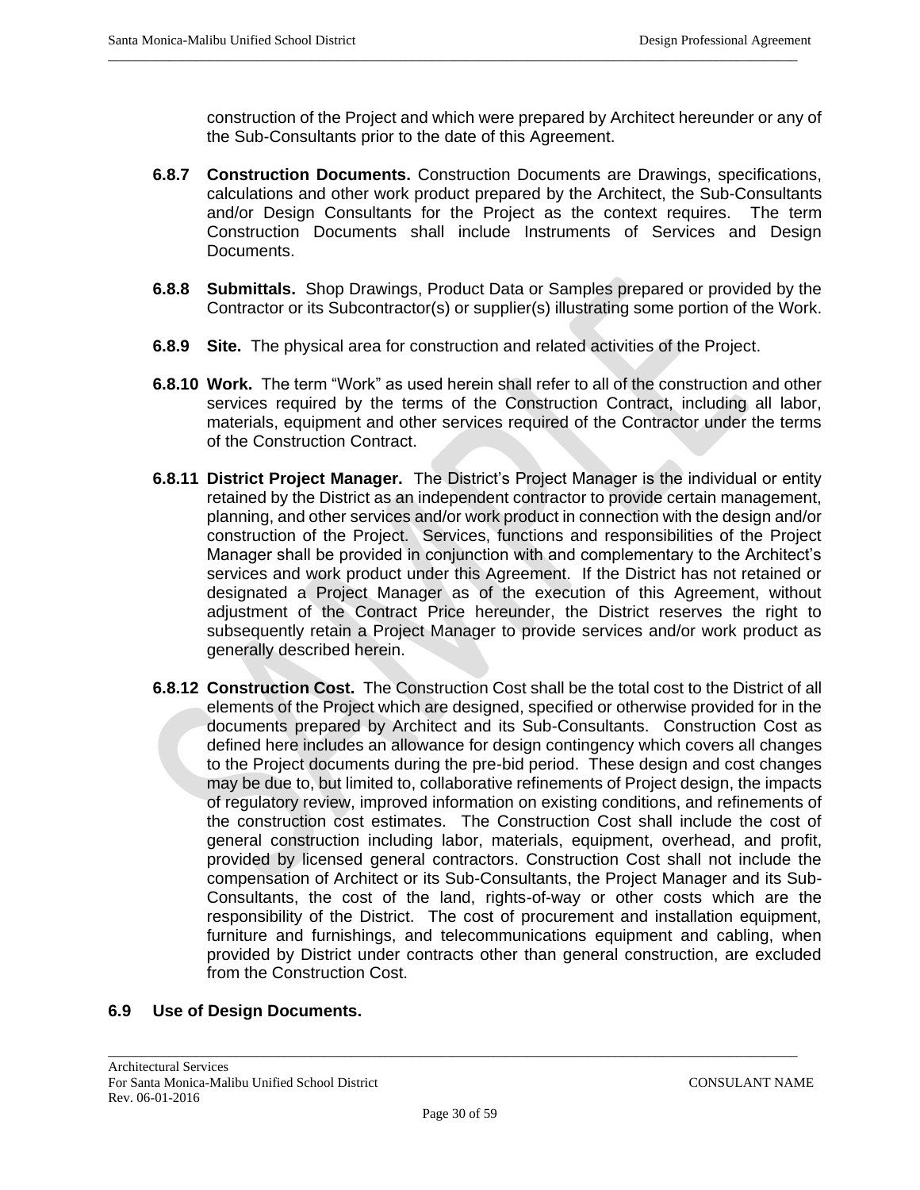construction of the Project and which were prepared by Architect hereunder or any of the Sub-Consultants prior to the date of this Agreement.

**6.8.7 Construction Documents.** Construction Documents are Drawings, specifications, calculations and other work product prepared by the Architect, the Sub-Consultants and/or Design Consultants for the Project as the context requires. The term Construction Documents shall include Instruments of Services and Design Documents.

**6.8.8 Submittals.** Shop Drawings, Product Data or Samples prepared or provided by the Contractor or its Subcontractor(s) or supplier(s) illustrating some portion of the Work.

**6.8.9 Site.** The physical area for construction and related activities of the Project.

**6.8.10 Work.** The term "Work" as used herein shall refer to all of the construction and other services required by the terms of the Construction Contract, including all labor, materials, equipment and other services required of the Contractor under the terms of the Construction Contract.

**6.8.11 District Project Manager.** The District's Project Manager is the individual or entity retained by the District as an independent contractor to provide certain management, planning, and other services and/or work product in connection with the design and/or construction of the Project. Services, functions and responsibilities of the Project Manager shall be provided in conjunction with and complementary to the Architect's services and work product under this Agreement. If the District has not retained or designated a Project Manager as of the execution of this Agreement, without adjustment of the Contract Price hereunder, the District reserves the right to subsequently retain a Project Manager to provide services and/or work product as generally described herein.

**6.8.12 Construction Cost.** The Construction Cost shall be the total cost to the District of all elements of the Project which are designed, specified or otherwise provided for in the documents prepared by Architect and its Sub-Consultants. Construction Cost as defined here includes an allowance for design contingency which covers all changes to the Project documents during the pre-bid period. These design and cost changes may be due to, but limited to, collaborative refinements of Project design, the impacts of regulatory review, improved information on existing conditions, and refinements of the construction cost estimates. The Construction Cost shall include the cost of general construction including labor, materials, equipment, overhead, and profit, provided by licensed general contractors. Construction Cost shall not include the compensation of Architect or its Sub-Consultants, the Project Manager and its Sub-Consultants, the cost of the land, rights-of-way or other costs which are the responsibility of the District. The cost of procurement and installation equipment, furniture and furnishings, and telecommunications equipment and cabling, when provided by District under contracts other than general construction, are excluded from the Construction Cost.

## 6.9 Use of Design Documents.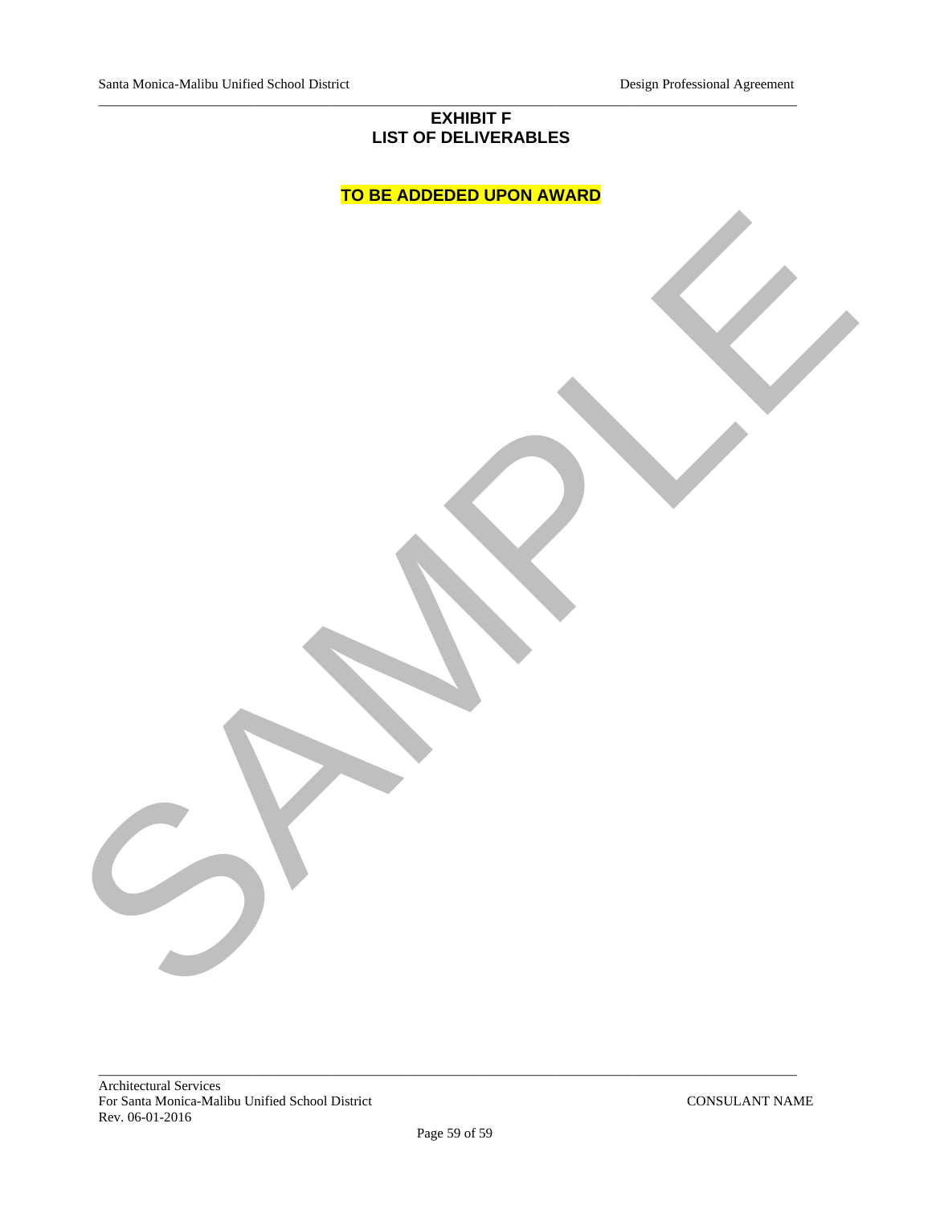# EXHIBIT F
# LIST OF DELIVERABLES

**TO BE ADDEDED UPON AWARD**